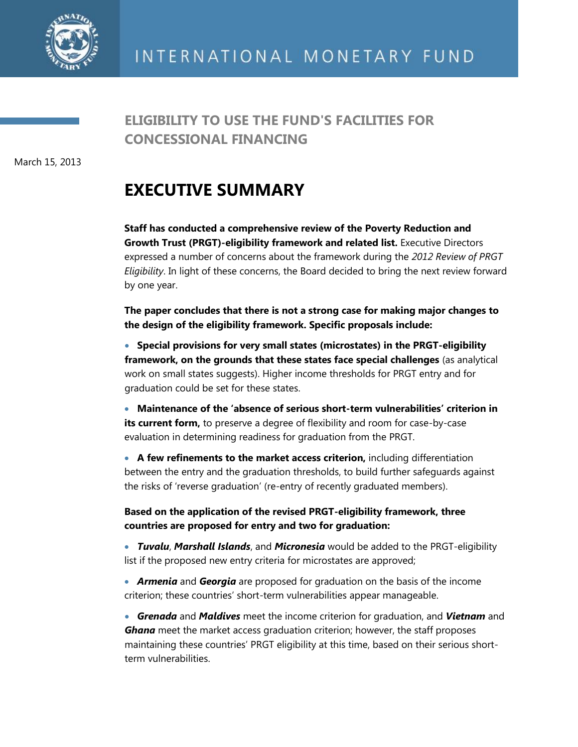INTERNATIONAL MONETARY FUND

# ELIGIBILITY TO USE THE FUND'S FACILITIES FOR CONCESSIONAL FINANCING

March 15, 2013

## EXECUTIVE SUMMARY

**Staff has conducted a comprehensive review of the Poverty Reduction and Growth Trust (PRGT)-eligibility framework and related list.** Executive Directors expressed a number of concerns about the framework during the *2012 Review of PRGT Eligibility*. In light of these concerns, the Board decided to bring the next review forward by one year.

**The paper concludes that there is not a strong case for making major changes to the design of the eligibility framework. Specific proposals include:**

- **Special provisions for very small states (microstates) in the PRGT-eligibility framework, on the grounds that these states face special challenges** (as analytical work on small states suggests). Higher income thresholds for PRGT entry and for graduation could be set for these states.
- **Maintenance of the 'absence of serious short-term vulnerabilities' criterion in its current form,** to preserve a degree of flexibility and room for case-by-case evaluation in determining readiness for graduation from the PRGT.
- **A few refinements to the market access criterion,** including differentiation between the entry and the graduation thresholds, to build further safeguards against the risks of 'reverse graduation' (re-entry of recently graduated members).

**Based on the application of the revised PRGT-eligibility framework, three countries are proposed for entry and two for graduation:**

- ***Tuvalu***, ***Marshall Islands***, and ***Micronesia*** would be added to the PRGT-eligibility list if the proposed new entry criteria for microstates are approved;
- ***Armenia*** and ***Georgia*** are proposed for graduation on the basis of the income criterion; these countries' short-term vulnerabilities appear manageable.
- ***Grenada*** and ***Maldives*** meet the income criterion for graduation, and ***Vietnam*** and ***Ghana*** meet the market access graduation criterion; however, the staff proposes maintaining these countries' PRGT eligibility at this time, based on their serious short-term vulnerabilities.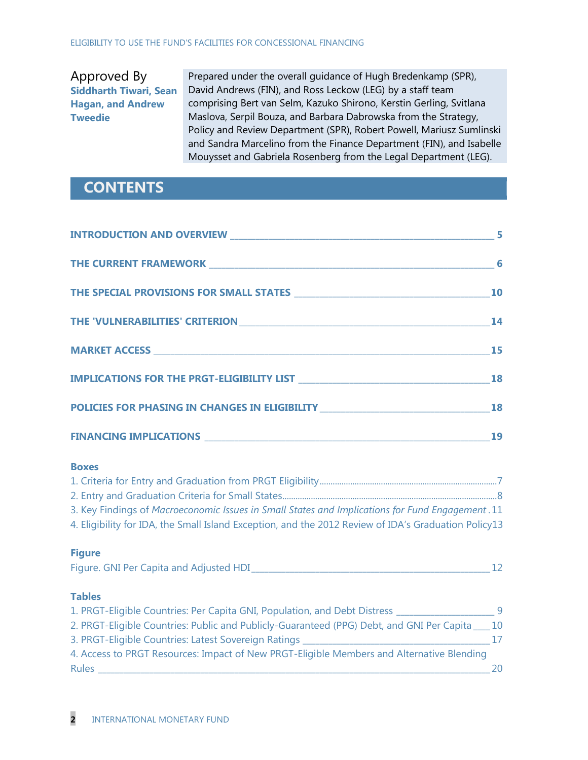Approved By
**Siddharth Tiwari, Sean Hagan, and Andrew Tweedie**

Prepared under the overall guidance of Hugh Bredenkamp (SPR), David Andrews (FIN), and Ross Leckow (LEG) by a staff team comprising Bert van Selm, Kazuko Shirono, Kerstin Gerling, Svitlana Maslova, Serpil Bouza, and Barbara Dabrowska from the Strategy, Policy and Review Department (SPR), Robert Powell, Mariusz Sumlinski and Sandra Marcelino from the Finance Department (FIN), and Isabelle Mouysset and Gabriela Rosenberg from the Legal Department (LEG).

# CONTENTS

**INTRODUCTION AND OVERVIEW** ____ 5

**THE CURRENT FRAMEWORK** ____ 6

**THE SPECIAL PROVISIONS FOR SMALL STATES** ____ 10

**THE 'VULNERABILITIES' CRITERION** ____ 14

**MARKET ACCESS** ____ 15

**IMPLICATIONS FOR THE PRGT-ELIGIBILITY LIST** ____ 18

**POLICIES FOR PHASING IN CHANGES IN ELIGIBILITY** ____ 18

**FINANCING IMPLICATIONS** ____ 19

**Boxes**

1. Criteria for Entry and Graduation from PRGT Eligibility....7
2. Entry and Graduation Criteria for Small States....8
3. Key Findings of *Macroeconomic Issues in Small States and Implications for Fund Engagement* .11
4. Eligibility for IDA, the Small Island Exception, and the 2012 Review of IDA's Graduation Policy13

**Figure**

Figure. GNI Per Capita and Adjusted HDI ____ 12

**Tables**

1. PRGT-Eligible Countries: Per Capita GNI, Population, and Debt Distress ____ 9
2. PRGT-Eligible Countries: Public and Publicly-Guaranteed (PPG) Debt, and GNI Per Capita ____ 10
3. PRGT-Eligible Countries: Latest Sovereign Ratings ____ 17
4. Access to PRGT Resources: Impact of New PRGT-Eligible Members and Alternative Blending Rules ____ 20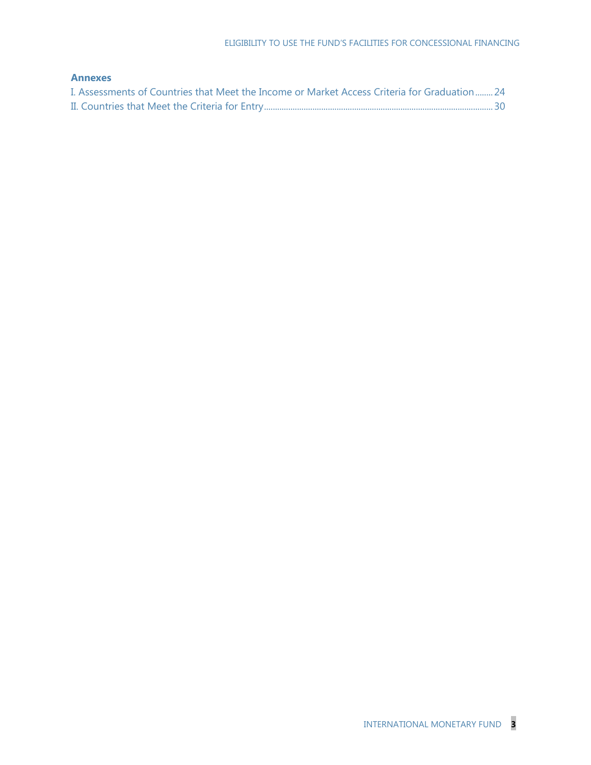**Annexes**

I. Assessments of Countries that Meet the Income or Market Access Criteria for Graduation ........ 24

II. Countries that Meet the Criteria for Entry ........................................................................................................ 30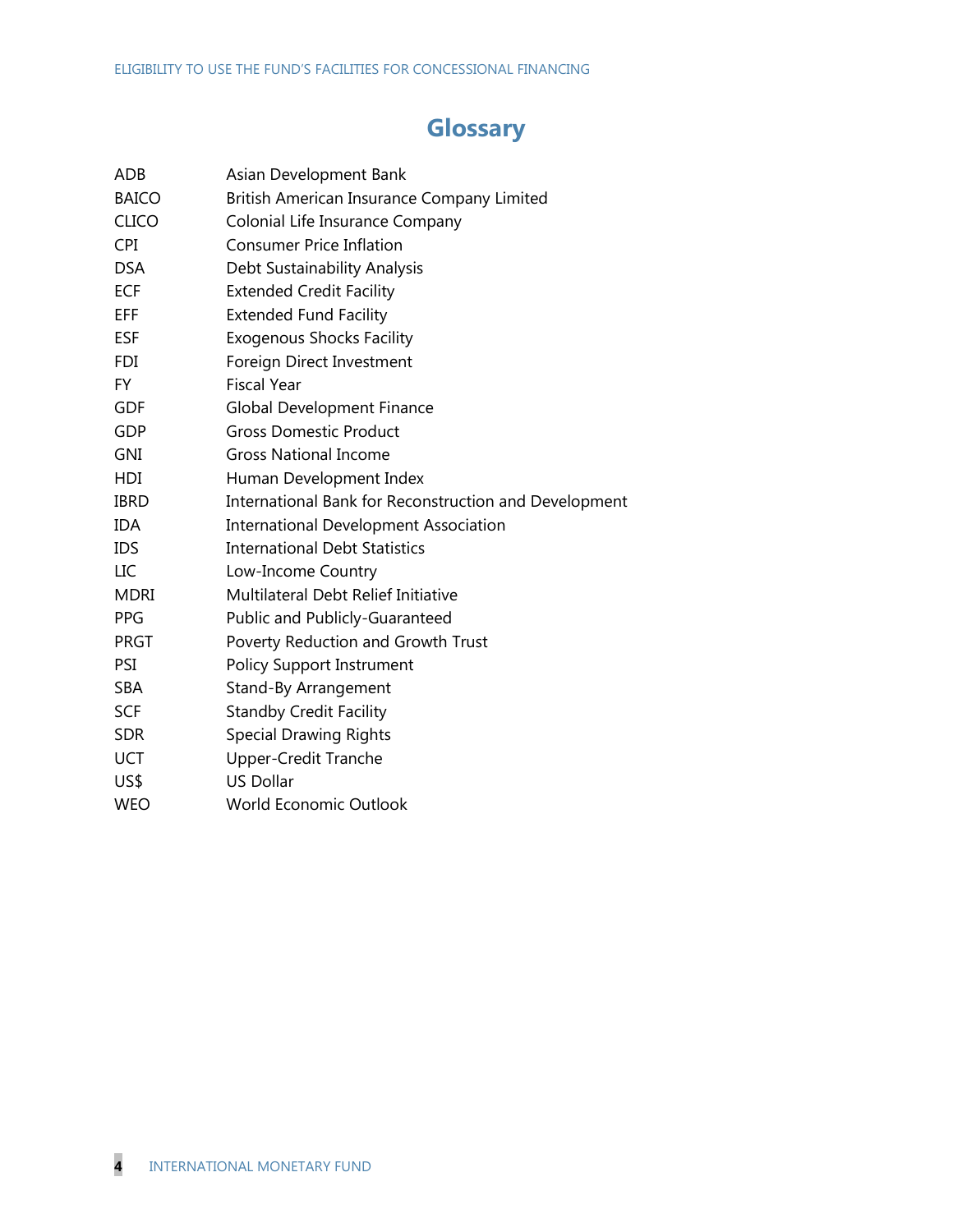# Glossary

| | |
|---|---|
| ADB | Asian Development Bank |
| BAICO | British American Insurance Company Limited |
| CLICO | Colonial Life Insurance Company |
| CPI | Consumer Price Inflation |
| DSA | Debt Sustainability Analysis |
| ECF | Extended Credit Facility |
| EFF | Extended Fund Facility |
| ESF | Exogenous Shocks Facility |
| FDI | Foreign Direct Investment |
| FY | Fiscal Year |
| GDF | Global Development Finance |
| GDP | Gross Domestic Product |
| GNI | Gross National Income |
| HDI | Human Development Index |
| IBRD | International Bank for Reconstruction and Development |
| IDA | International Development Association |
| IDS | International Debt Statistics |
| LIC | Low-Income Country |
| MDRI | Multilateral Debt Relief Initiative |
| PPG | Public and Publicly-Guaranteed |
| PRGT | Poverty Reduction and Growth Trust |
| PSI | Policy Support Instrument |
| SBA | Stand-By Arrangement |
| SCF | Standby Credit Facility |
| SDR | Special Drawing Rights |
| UCT | Upper-Credit Tranche |
| US$ | US Dollar |
| WEO | World Economic Outlook |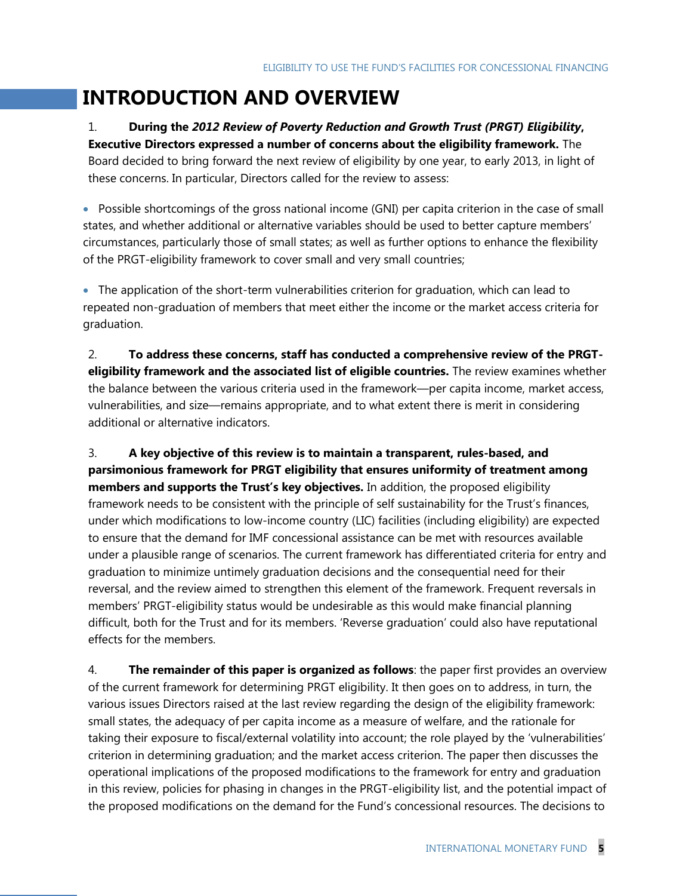# INTRODUCTION AND OVERVIEW

1. **During the *2012 Review of Poverty Reduction and Growth Trust (PRGT) Eligibility*, Executive Directors expressed a number of concerns about the eligibility framework.** The Board decided to bring forward the next review of eligibility by one year, to early 2013, in light of these concerns. In particular, Directors called for the review to assess:

- Possible shortcomings of the gross national income (GNI) per capita criterion in the case of small states, and whether additional or alternative variables should be used to better capture members' circumstances, particularly those of small states; as well as further options to enhance the flexibility of the PRGT-eligibility framework to cover small and very small countries;

- The application of the short-term vulnerabilities criterion for graduation, which can lead to repeated non-graduation of members that meet either the income or the market access criteria for graduation.

2. **To address these concerns, staff has conducted a comprehensive review of the PRGT-eligibility framework and the associated list of eligible countries.** The review examines whether the balance between the various criteria used in the framework—per capita income, market access, vulnerabilities, and size—remains appropriate, and to what extent there is merit in considering additional or alternative indicators.

3. **A key objective of this review is to maintain a transparent, rules-based, and parsimonious framework for PRGT eligibility that ensures uniformity of treatment among members and supports the Trust's key objectives.** In addition, the proposed eligibility framework needs to be consistent with the principle of self sustainability for the Trust's finances, under which modifications to low-income country (LIC) facilities (including eligibility) are expected to ensure that the demand for IMF concessional assistance can be met with resources available under a plausible range of scenarios. The current framework has differentiated criteria for entry and graduation to minimize untimely graduation decisions and the consequential need for their reversal, and the review aimed to strengthen this element of the framework. Frequent reversals in members' PRGT-eligibility status would be undesirable as this would make financial planning difficult, both for the Trust and for its members. 'Reverse graduation' could also have reputational effects for the members.

4. **The remainder of this paper is organized as follows**: the paper first provides an overview of the current framework for determining PRGT eligibility. It then goes on to address, in turn, the various issues Directors raised at the last review regarding the design of the eligibility framework: small states, the adequacy of per capita income as a measure of welfare, and the rationale for taking their exposure to fiscal/external volatility into account; the role played by the 'vulnerabilities' criterion in determining graduation; and the market access criterion. The paper then discusses the operational implications of the proposed modifications to the framework for entry and graduation in this review, policies for phasing in changes in the PRGT-eligibility list, and the potential impact of the proposed modifications on the demand for the Fund's concessional resources. The decisions to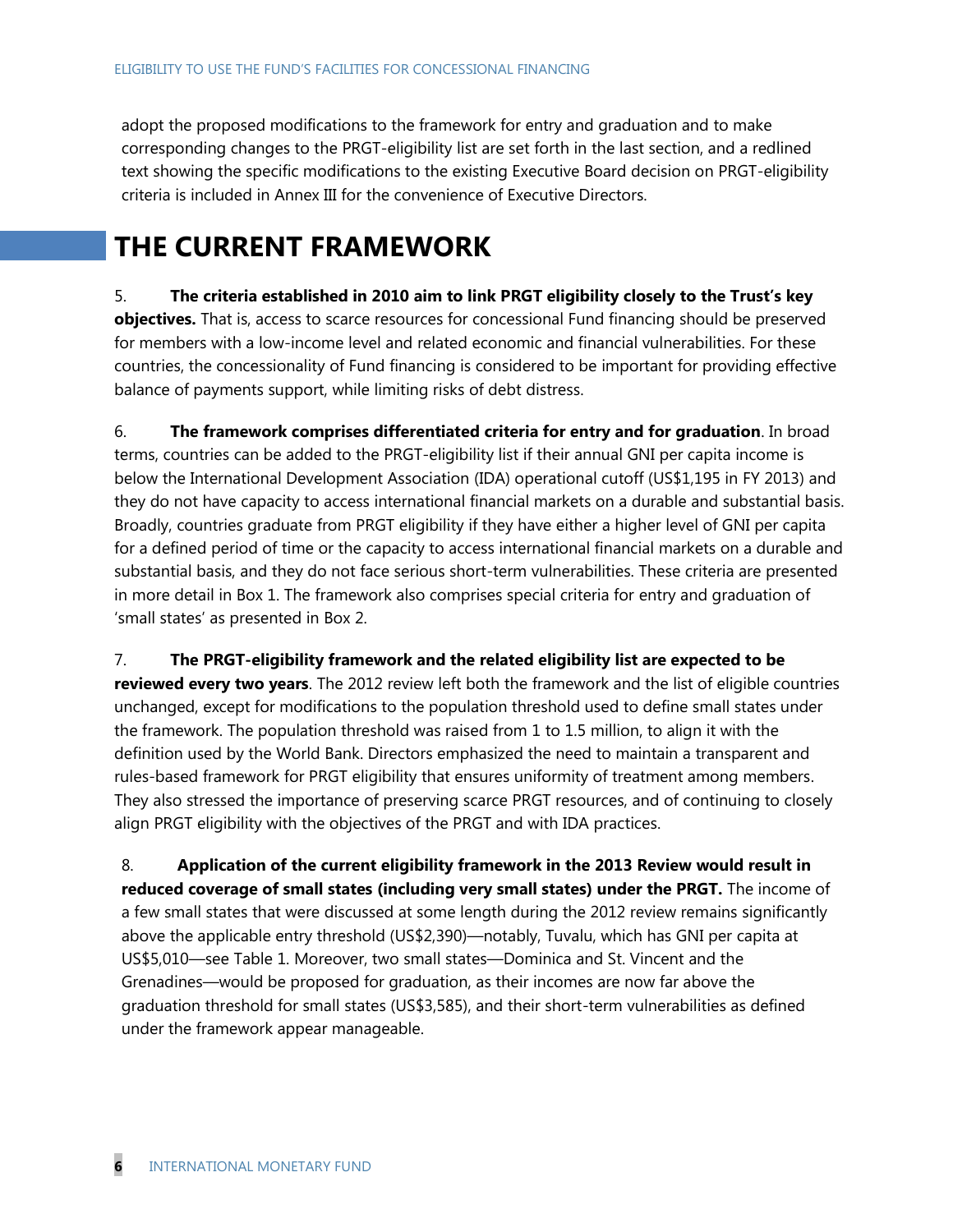adopt the proposed modifications to the framework for entry and graduation and to make corresponding changes to the PRGT-eligibility list are set forth in the last section, and a redlined text showing the specific modifications to the existing Executive Board decision on PRGT-eligibility criteria is included in Annex III for the convenience of Executive Directors.

# THE CURRENT FRAMEWORK

5. **The criteria established in 2010 aim to link PRGT eligibility closely to the Trust's key objectives.** That is, access to scarce resources for concessional Fund financing should be preserved for members with a low-income level and related economic and financial vulnerabilities. For these countries, the concessionality of Fund financing is considered to be important for providing effective balance of payments support, while limiting risks of debt distress.

6. **The framework comprises differentiated criteria for entry and for graduation**. In broad terms, countries can be added to the PRGT-eligibility list if their annual GNI per capita income is below the International Development Association (IDA) operational cutoff (US$1,195 in FY 2013) and they do not have capacity to access international financial markets on a durable and substantial basis. Broadly, countries graduate from PRGT eligibility if they have either a higher level of GNI per capita for a defined period of time or the capacity to access international financial markets on a durable and substantial basis, and they do not face serious short-term vulnerabilities. These criteria are presented in more detail in Box 1. The framework also comprises special criteria for entry and graduation of 'small states' as presented in Box 2.

7. **The PRGT-eligibility framework and the related eligibility list are expected to be reviewed every two years**. The 2012 review left both the framework and the list of eligible countries unchanged, except for modifications to the population threshold used to define small states under the framework. The population threshold was raised from 1 to 1.5 million, to align it with the definition used by the World Bank. Directors emphasized the need to maintain a transparent and rules-based framework for PRGT eligibility that ensures uniformity of treatment among members. They also stressed the importance of preserving scarce PRGT resources, and of continuing to closely align PRGT eligibility with the objectives of the PRGT and with IDA practices.

8. **Application of the current eligibility framework in the 2013 Review would result in reduced coverage of small states (including very small states) under the PRGT.** The income of a few small states that were discussed at some length during the 2012 review remains significantly above the applicable entry threshold (US$2,390)—notably, Tuvalu, which has GNI per capita at US$5,010—see Table 1. Moreover, two small states—Dominica and St. Vincent and the Grenadines—would be proposed for graduation, as their incomes are now far above the graduation threshold for small states (US$3,585), and their short-term vulnerabilities as defined under the framework appear manageable.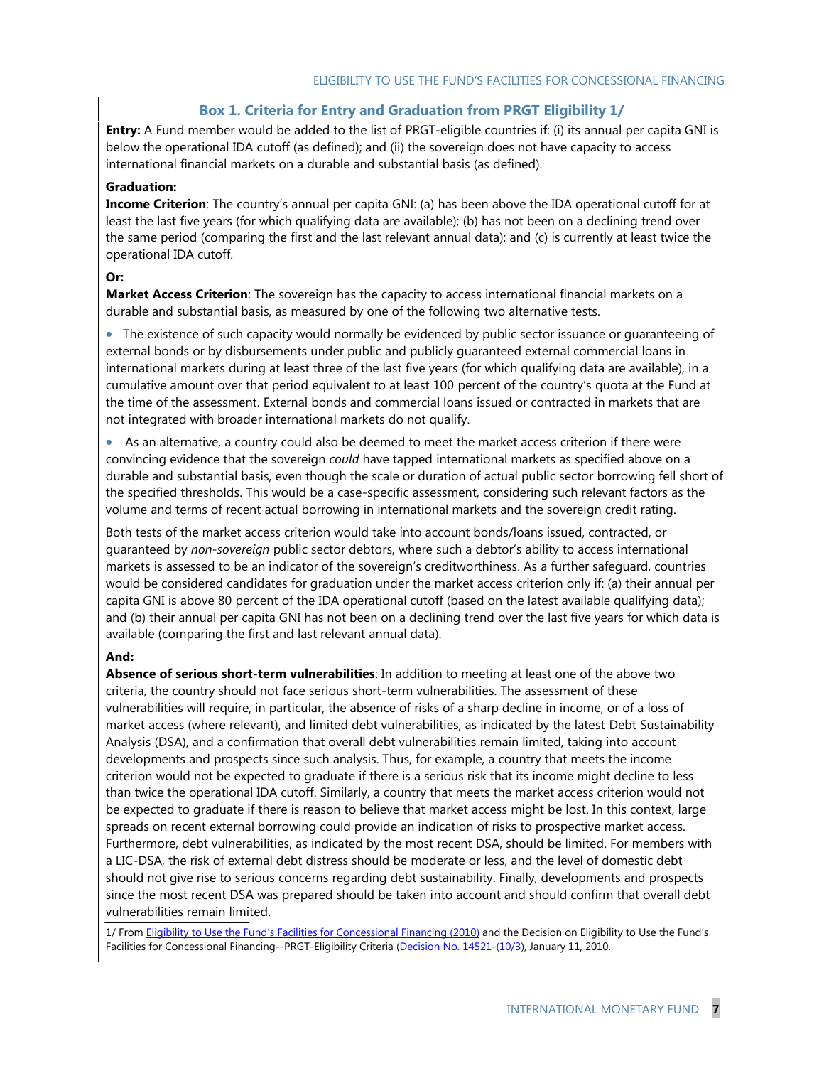### Box 1. Criteria for Entry and Graduation from PRGT Eligibility 1/

**Entry:** A Fund member would be added to the list of PRGT-eligible countries if: (i) its annual per capita GNI is below the operational IDA cutoff (as defined); and (ii) the sovereign does not have capacity to access international financial markets on a durable and substantial basis (as defined).

**Graduation:**

**Income Criterion**: The country's annual per capita GNI: (a) has been above the IDA operational cutoff for at least the last five years (for which qualifying data are available); (b) has not been on a declining trend over the same period (comparing the first and the last relevant annual data); and (c) is currently at least twice the operational IDA cutoff.

**Or:**

**Market Access Criterion**: The sovereign has the capacity to access international financial markets on a durable and substantial basis, as measured by one of the following two alternative tests.

- The existence of such capacity would normally be evidenced by public sector issuance or guaranteeing of external bonds or by disbursements under public and publicly guaranteed external commercial loans in international markets during at least three of the last five years (for which qualifying data are available), in a cumulative amount over that period equivalent to at least 100 percent of the country's quota at the Fund at the time of the assessment. External bonds and commercial loans issued or contracted in markets that are not integrated with broader international markets do not qualify.
- As an alternative, a country could also be deemed to meet the market access criterion if there were convincing evidence that the sovereign *could* have tapped international markets as specified above on a durable and substantial basis, even though the scale or duration of actual public sector borrowing fell short of the specified thresholds. This would be a case-specific assessment, considering such relevant factors as the volume and terms of recent actual borrowing in international markets and the sovereign credit rating.

Both tests of the market access criterion would take into account bonds/loans issued, contracted, or guaranteed by *non-sovereign* public sector debtors, where such a debtor's ability to access international markets is assessed to be an indicator of the sovereign's creditworthiness. As a further safeguard, countries would be considered candidates for graduation under the market access criterion only if: (a) their annual per capita GNI is above 80 percent of the IDA operational cutoff (based on the latest available qualifying data); and (b) their annual per capita GNI has not been on a declining trend over the last five years for which data is available (comparing the first and last relevant annual data).

**And:**

**Absence of serious short-term vulnerabilities**: In addition to meeting at least one of the above two criteria, the country should not face serious short-term vulnerabilities. The assessment of these vulnerabilities will require, in particular, the absence of risks of a sharp decline in income, or of a loss of market access (where relevant), and limited debt vulnerabilities, as indicated by the latest Debt Sustainability Analysis (DSA), and a confirmation that overall debt vulnerabilities remain limited, taking into account developments and prospects since such analysis. Thus, for example, a country that meets the income criterion would not be expected to graduate if there is a serious risk that its income might decline to less than twice the operational IDA cutoff. Similarly, a country that meets the market access criterion would not be expected to graduate if there is reason to believe that market access might be lost. In this context, large spreads on recent external borrowing could provide an indication of risks to prospective market access. Furthermore, debt vulnerabilities, as indicated by the most recent DSA, should be limited. For members with a LIC-DSA, the risk of external debt distress should be moderate or less, and the level of domestic debt should not give rise to serious concerns regarding debt sustainability. Finally, developments and prospects since the most recent DSA was prepared should be taken into account and should confirm that overall debt vulnerabilities remain limited.

1/ From [Eligibility to Use the Fund's Facilities for Concessional Financing (2010)] and the Decision on Eligibility to Use the Fund's Facilities for Concessional Financing--PRGT-Eligibility Criteria ([Decision No. 14521-(10/3)]), January 11, 2010.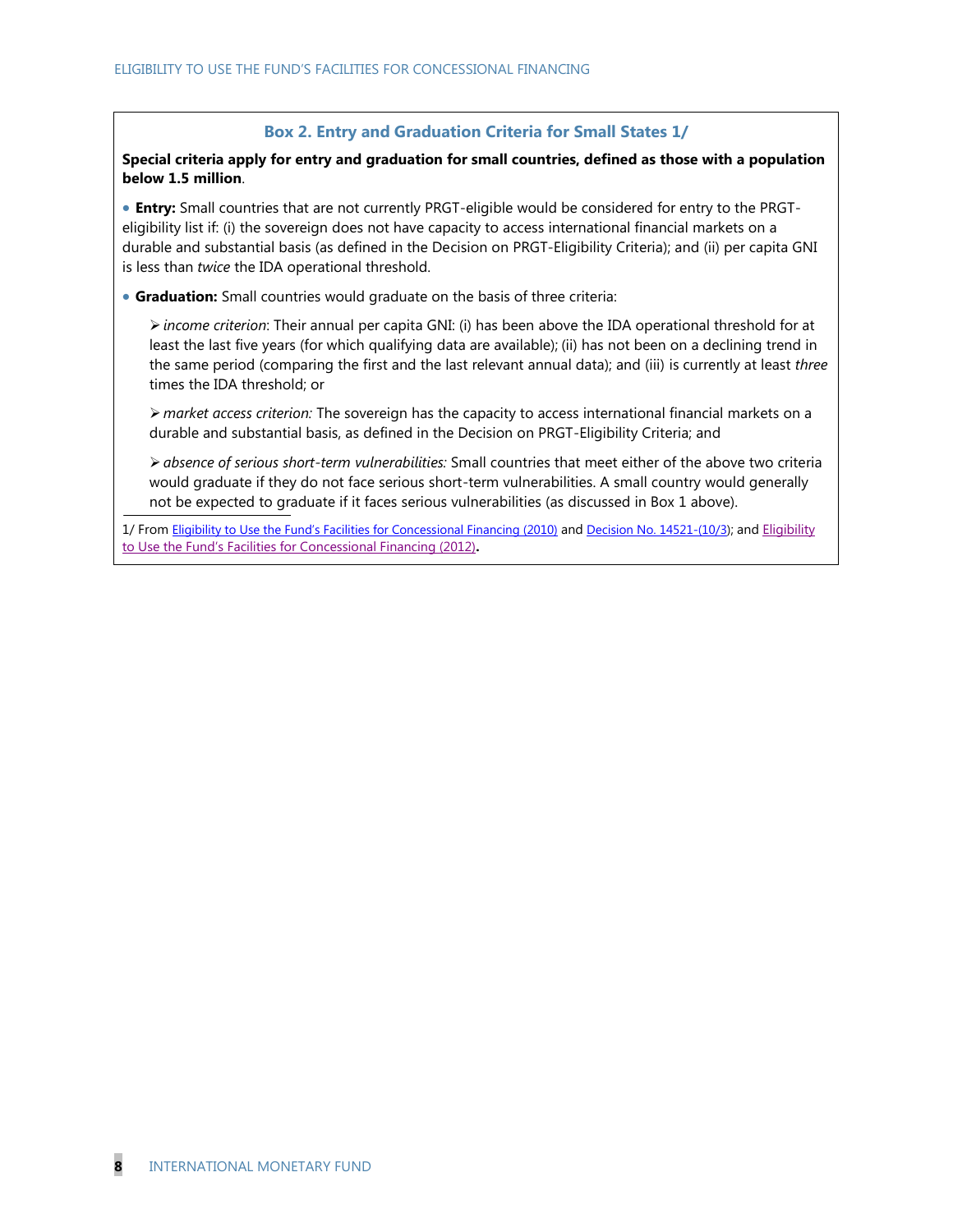### Box 2. Entry and Graduation Criteria for Small States 1/

**Special criteria apply for entry and graduation for small countries, defined as those with a population below 1.5 million**.

- **Entry:** Small countries that are not currently PRGT-eligible would be considered for entry to the PRGT-eligibility list if: (i) the sovereign does not have capacity to access international financial markets on a durable and substantial basis (as defined in the Decision on PRGT-Eligibility Criteria); and (ii) per capita GNI is less than *twice* the IDA operational threshold.

- **Graduation:** Small countries would graduate on the basis of three criteria:

  - *income criterion*: Their annual per capita GNI: (i) has been above the IDA operational threshold for at least the last five years (for which qualifying data are available); (ii) has not been on a declining trend in the same period (comparing the first and the last relevant annual data); and (iii) is currently at least *three* times the IDA threshold; or

  - *market access criterion:* The sovereign has the capacity to access international financial markets on a durable and substantial basis, as defined in the Decision on PRGT-Eligibility Criteria; and

  - *absence of serious short-term vulnerabilities:* Small countries that meet either of the above two criteria would graduate if they do not face serious short-term vulnerabilities. A small country would generally not be expected to graduate if it faces serious vulnerabilities (as discussed in Box 1 above).

1/ From Eligibility to Use the Fund's Facilities for Concessional Financing (2010) and Decision No. 14521-(10/3); and Eligibility to Use the Fund's Facilities for Concessional Financing (2012).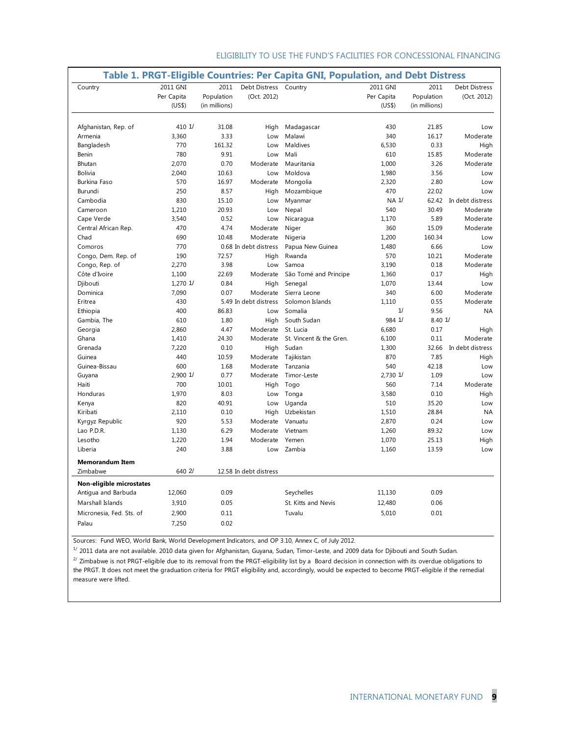## Table 1. PRGT-Eligible Countries: Per Capita GNI, Population, and Debt Distress

| Country | 2011 GNI Per Capita (US$) | 2011 Population (in millions) | Debt Distress (Oct. 2012) | Country | 2011 GNI Per Capita (US$) | 2011 Population (in millions) | Debt Distress (Oct. 2012) |
|---|---|---|---|---|---|---|---|
| Afghanistan, Rep. of | 410 1/ | 31.08 | High | Madagascar | 430 | 21.85 | Low |
| Armenia | 3,360 | 3.33 | Low | Malawi | 340 | 16.17 | Moderate |
| Bangladesh | 770 | 161.32 | Low | Maldives | 6,530 | 0.33 | High |
| Benin | 780 | 9.91 | Low | Mali | 610 | 15.85 | Moderate |
| Bhutan | 2,070 | 0.70 | Moderate | Mauritania | 1,000 | 3.26 | Moderate |
| Bolivia | 2,040 | 10.63 | Low | Moldova | 1,980 | 3.56 | Low |
| Burkina Faso | 570 | 16.97 | Moderate | Mongolia | 2,320 | 2.80 | Low |
| Burundi | 250 | 8.57 | High | Mozambique | 470 | 22.02 | Low |
| Cambodia | 830 | 15.10 | Low | Myanmar | NA 1/ | 62.42 | In debt distress |
| Cameroon | 1,210 | 20.93 | Low | Nepal | 540 | 30.49 | Moderate |
| Cape Verde | 3,540 | 0.52 | Low | Nicaragua | 1,170 | 5.89 | Moderate |
| Central African Rep. | 470 | 4.74 | Moderate | Niger | 360 | 15.09 | Moderate |
| Chad | 690 | 10.48 | Moderate | Nigeria | 1,200 | 160.34 | Low |
| Comoros | 770 | 0.68 | In debt distress | Papua New Guinea | 1,480 | 6.66 | Low |
| Congo, Dem. Rep. of | 190 | 72.57 | High | Rwanda | 570 | 10.21 | Moderate |
| Congo, Rep. of | 2,270 | 3.98 | Low | Samoa | 3,190 | 0.18 | Moderate |
| Côte d'Ivoire | 1,100 | 22.69 | Moderate | São Tomé and Principe | 1,360 | 0.17 | High |
| Djibouti | 1,270 1/ | 0.84 | High | Senegal | 1,070 | 13.44 | Low |
| Dominica | 7,090 | 0.07 | Moderate | Sierra Leone | 340 | 6.00 | Moderate |
| Eritrea | 430 | 5.49 | In debt distress | Solomon Islands | 1,110 | 0.55 | Moderate |
| Ethiopia | 400 | 86.83 | Low | Somalia | 1/ | 9.56 | NA |
| Gambia, The | 610 | 1.80 | High | South Sudan | 984 1/ | 8.40 1/ | |
| Georgia | 2,860 | 4.47 | Moderate | St. Lucia | 6,680 | 0.17 | High |
| Ghana | 1,410 | 24.30 | Moderate | St. Vincent & the Gren. | 6,100 | 0.11 | Moderate |
| Grenada | 7,220 | 0.10 | High | Sudan | 1,300 | 32.66 | In debt distress |
| Guinea | 440 | 10.59 | Moderate | Tajikistan | 870 | 7.85 | High |
| Guinea-Bissau | 600 | 1.68 | Moderate | Tanzania | 540 | 42.18 | Low |
| Guyana | 2,900 1/ | 0.77 | Moderate | Timor-Leste | 2,730 1/ | 1.09 | Low |
| Haiti | 700 | 10.01 | High | Togo | 560 | 7.14 | Moderate |
| Honduras | 1,970 | 8.03 | Low | Tonga | 3,580 | 0.10 | High |
| Kenya | 820 | 40.91 | Low | Uganda | 510 | 35.20 | Low |
| Kiribati | 2,110 | 0.10 | High | Uzbekistan | 1,510 | 28.84 | NA |
| Kyrgyz Republic | 920 | 5.53 | Moderate | Vanuatu | 2,870 | 0.24 | Low |
| Lao P.D.R. | 1,130 | 6.29 | Moderate | Vietnam | 1,260 | 89.32 | Low |
| Lesotho | 1,220 | 1.94 | Moderate | Yemen | 1,070 | 25.13 | High |
| Liberia | 240 | 3.88 | Low | Zambia | 1,160 | 13.59 | Low |
| **Memorandum Item** | | | | | | | |
| Zimbabwe | 640 2/ | 12.58 | In debt distress | | | | |
| **Non-eligible microstates** | | | | | | | |
| Antigua and Barbuda | 12,060 | 0.09 | | Seychelles | 11,130 | 0.09 | |
| Marshall Islands | 3,910 | 0.05 | | St. Kitts and Nevis | 12,480 | 0.06 | |
| Micronesia, Fed. Sts. of | 2,900 | 0.11 | | Tuvalu | 5,010 | 0.01 | |
| Palau | 7,250 | 0.02 | | | | | |

Sources: Fund WEO, World Bank, World Development Indicators, and OP 3.10, Annex C, of July 2012.

1/ 2011 data are not available. 2010 data given for Afghanistan, Guyana, Sudan, Timor-Leste, and 2009 data for Djibouti and South Sudan.

2/ Zimbabwe is not PRGT-eligible due to its removal from the PRGT-eligibility list by a Board decision in connection with its overdue obligations to the PRGT. It does not meet the graduation criteria for PRGT eligibility and, accordingly, would be expected to become PRGT-eligible if the remedial measure were lifted.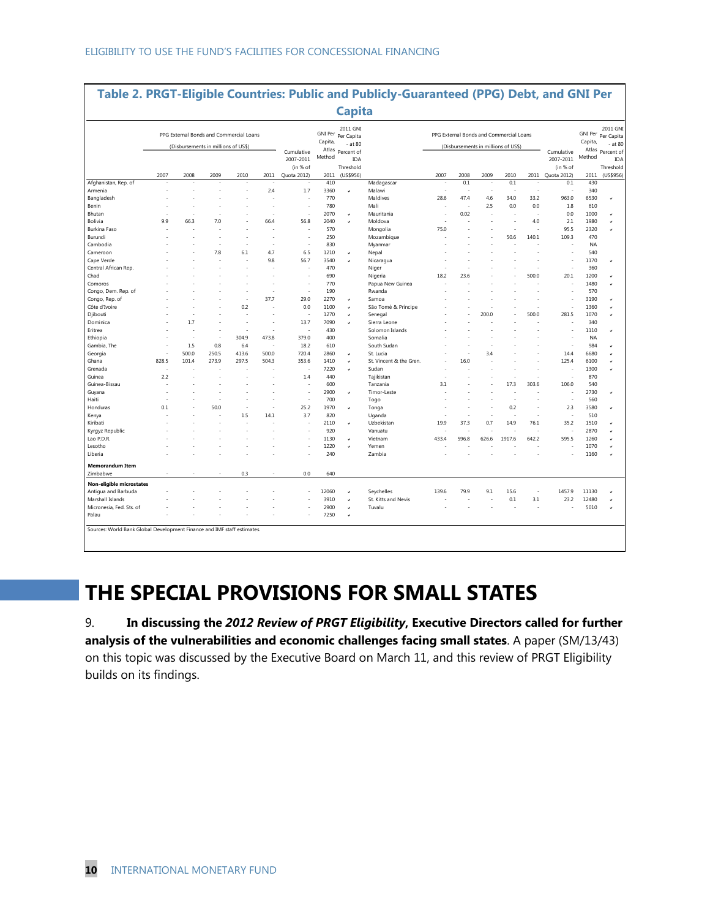## Table 2. PRGT-Eligible Countries: Public and Publicly-Guaranteed (PPG) Debt, and GNI Per Capita

| | PPG External Bonds and Commercial Loans (Disbursements in millions of US$) | | | | | Cumulative 2007-2011 (in % of Quota 2012) | GNI Per Capita, Atlas Method | 2011 GNI Per Capita - at 80 Percent of IDA Threshold | | PPG External Bonds and Commercial Loans (Disbursements in millions of US$) | | | | | Cumulative 2007-2011 (in % of Quota 2012) | GNI Per Capita, Atlas Method | 2011 GNI Per Capita - at 80 Percent of IDA Threshold |
|---|---|---|---|---|---|---|---|---|---|---|---|---|---|---|---|---|---|
| | 2007 | 2008 | 2009 | 2010 | 2011 | | 2011 | (US$956) | | 2007 | 2008 | 2009 | 2010 | 2011 | | 2011 | (US$956) |
| Afghanistan, Rep. of | - | - | - | - | - | - | 410 | | Madagascar | - | 0.1 | - | 0.1 | - | 0.1 | 430 | |
| Armenia | - | - | - | - | 2.4 | 1.7 | 3360 | ✓ | Malawi | - | - | - | - | - | - | 340 | |
| Bangladesh | - | - | - | - | - | - | 770 | | Maldives | 28.6 | 47.4 | 4.6 | 34.0 | 33.2 | 963.0 | 6530 | ✓ |
| Benin | - | - | - | - | - | - | 780 | | Mali | - | - | 2.5 | 0.0 | 0.0 | 1.8 | 610 | |
| Bhutan | - | - | - | - | - | - | 2070 | ✓ | Mauritania | - | 0.02 | - | - | - | 0.0 | 1000 | ✓ |
| Bolivia | 9.9 | 66.3 | 7.0 | - | 66.4 | 56.8 | 2040 | ✓ | Moldova | - | - | - | - | 4.0 | 2.1 | 1980 | ✓ |
| Burkina Faso | - | - | - | - | - | - | 570 | | Mongolia | 75.0 | - | - | - | - | 95.5 | 2320 | ✓ |
| Burundi | - | - | - | - | - | - | 250 | | Mozambique | - | - | - | 50.6 | 140.1 | 109.3 | 470 | |
| Cambodia | - | - | - | - | - | - | 830 | | Myanmar | - | - | - | - | - | - | NA | |
| Cameroon | - | - | 7.8 | 6.1 | 4.7 | 6.5 | 1210 | ✓ | Nepal | - | - | - | - | - | - | 540 | |
| Cape Verde | - | - | - | - | 9.8 | 56.7 | 3540 | ✓ | Nicaragua | - | - | - | - | - | - | 1170 | ✓ |
| Central African Rep. | - | - | - | - | - | - | 470 | | Niger | - | - | - | - | - | - | 360 | |
| Chad | - | - | - | - | - | - | 690 | | Nigeria | 18.2 | 23.6 | - | - | 500.0 | 20.1 | 1200 | ✓ |
| Comoros | - | - | - | - | - | - | 770 | | Papua New Guinea | - | - | - | - | - | - | 1480 | ✓ |
| Congo, Dem. Rep. of | - | - | - | - | - | - | 190 | | Rwanda | - | - | - | - | - | - | 570 | |
| Congo, Rep. of | - | - | - | - | 37.7 | 29.0 | 2270 | ✓ | Samoa | - | - | - | - | - | - | 3190 | ✓ |
| Côte d'Ivoire | - | - | - | 0.2 | - | 0.0 | 1100 | ✓ | São Tomé & Príncipe | - | - | - | - | - | - | 1360 | ✓ |
| Djibouti | - | - | - | - | - | - | 1270 | ✓ | Senegal | - | - | 200.0 | - | 500.0 | 281.5 | 1070 | ✓ |
| Dominica | - | 1.7 | - | - | - | 13.7 | 7090 | ✓ | Sierra Leone | - | - | - | - | - | - | 340 | |
| Eritrea | - | - | - | - | - | - | 430 | | Solomon Islands | - | - | - | - | - | - | 1110 | ✓ |
| Ethiopia | - | - | - | 304.9 | 473.8 | 379.0 | 400 | | Somalia | - | - | - | - | - | - | NA | |
| Gambia, The | - | 1.5 | 0.8 | 6.4 | - | 18.2 | 610 | | South Sudan | - | - | - | - | - | - | 984 | ✓ |
| Georgia | - | 500.0 | 250.5 | 413.6 | 500.0 | 720.4 | 2860 | ✓ | St. Lucia | - | - | 3.4 | - | - | 14.4 | 6680 | ✓ |
| Ghana | 828.5 | 101.4 | 273.9 | 297.5 | 504.3 | 353.6 | 1410 | ✓ | St. Vincent & the Gren. | - | 16.0 | - | - | - | 125.4 | 6100 | ✓ |
| Grenada | - | - | - | - | - | - | 7220 | ✓ | Sudan | - | - | - | - | - | - | 1300 | ✓ |
| Guinea | 2.2 | - | - | - | - | 1.4 | 440 | | Tajikistan | - | - | - | - | - | - | 870 | |
| Guinea-Bissau | - | - | - | - | - | - | 600 | | Tanzania | 3.1 | - | - | 17.3 | 303.6 | 106.0 | 540 | |
| Guyana | - | - | - | - | - | - | 2900 | ✓ | Timor-Leste | - | - | - | - | - | - | 2730 | ✓ |
| Haiti | - | - | - | - | - | - | 700 | | Togo | - | - | - | - | - | - | 560 | |
| Honduras | 0.1 | - | 50.0 | - | - | 25.2 | 1970 | ✓ | Tonga | - | - | - | 0.2 | - | 2.3 | 3580 | ✓ |
| Kenya | - | - | - | 1.5 | 14.1 | 3.7 | 820 | | Uganda | - | - | - | - | - | - | 510 | |
| Kiribati | - | - | - | - | - | - | 2110 | ✓ | Uzbekistan | 19.9 | 37.3 | 0.7 | 14.9 | 76.1 | 35.2 | 1510 | ✓ |
| Kyrgyz Republic | - | - | - | - | - | - | 920 | | Vanuatu | - | - | - | - | - | - | 2870 | ✓ |
| Lao P.D.R. | - | - | - | - | - | - | 1130 | ✓ | Vietnam | 433.4 | 596.8 | 626.6 | 1917.6 | 642.2 | 595.5 | 1260 | ✓ |
| Lesotho | - | - | - | - | - | - | 1220 | ✓ | Yemen | - | - | - | - | - | - | 1070 | ✓ |
| Liberia | - | - | - | - | - | - | 240 | | Zambia | - | - | - | - | - | - | 1160 | ✓ |
| **Memorandum Item** | | | | | | | | | | | | | | | | | |
| Zimbabwe | - | - | - | 0.3 | - | 0.0 | 640 | | | | | | | | | | |
| **Non-eligible microstates** | | | | | | | | | | | | | | | | | |
| Antigua and Barbuda | - | - | - | - | - | - | 12060 | ✓ | Seychelles | 139.6 | 79.9 | 9.1 | 15.6 | - | 1457.9 | 11130 | ✓ |
| Marshall Islands | - | - | - | - | - | - | 3910 | ✓ | St. Kitts and Nevis | - | - | - | 0.1 | 3.1 | 23.2 | 12480 | ✓ |
| Micronesia, Fed. Sts. of | - | - | - | - | - | - | 2900 | ✓ | Tuvalu | - | - | - | - | - | - | 5010 | ✓ |
| Palau | - | - | - | - | - | - | 7250 | ✓ | | | | | | | | | |

Sources: World Bank Global Development Finance and IMF staff estimates.

# THE SPECIAL PROVISIONS FOR SMALL STATES

9. **In discussing the *2012 Review of PRGT Eligibility*, Executive Directors called for further analysis of the vulnerabilities and economic challenges facing small states**. A paper (SM/13/43) on this topic was discussed by the Executive Board on March 11, and this review of PRGT Eligibility builds on its findings.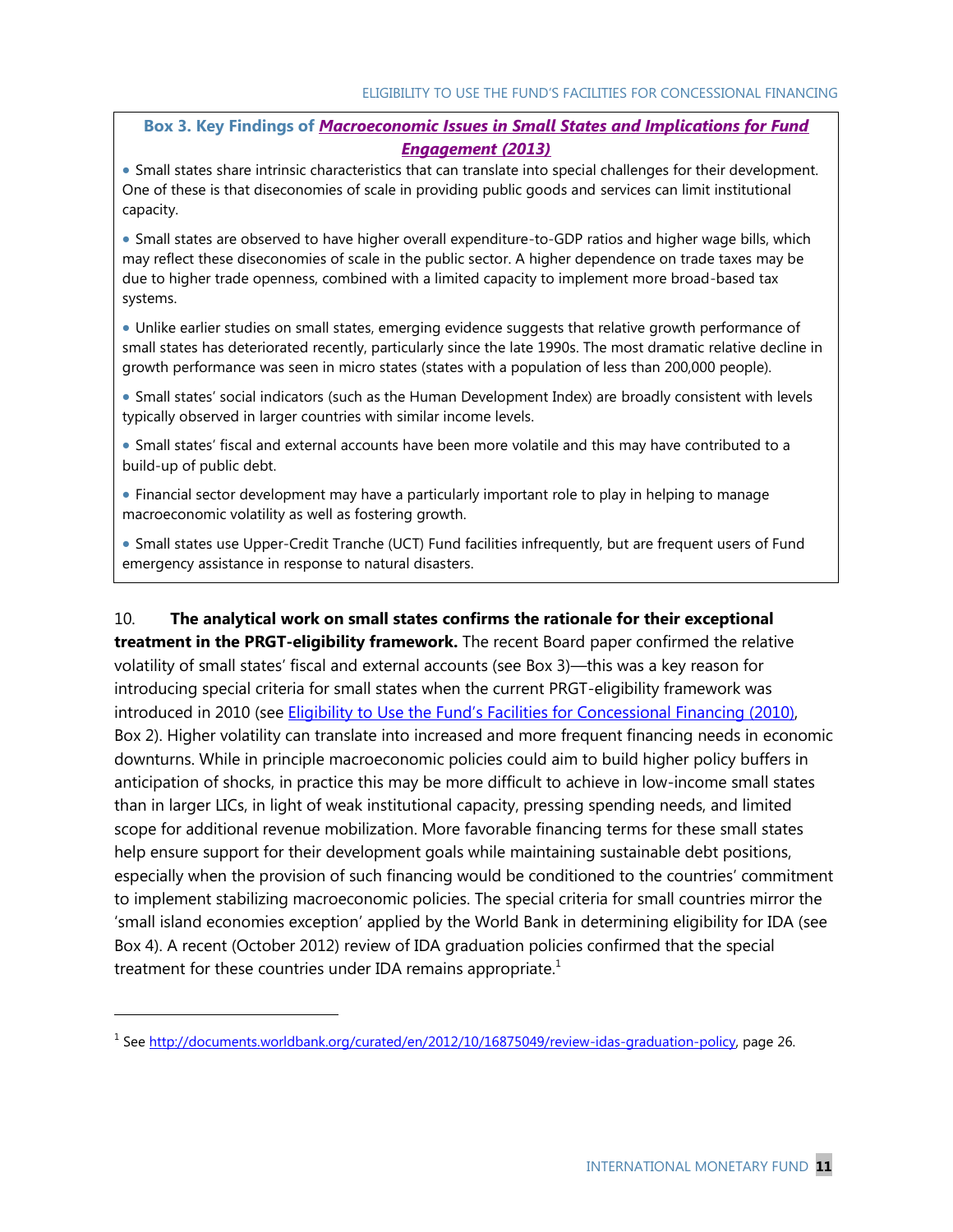**Box 3. Key Findings of *Macroeconomic Issues in Small States and Implications for Fund Engagement (2013)***

- Small states share intrinsic characteristics that can translate into special challenges for their development. One of these is that diseconomies of scale in providing public goods and services can limit institutional capacity.

- Small states are observed to have higher overall expenditure-to-GDP ratios and higher wage bills, which may reflect these diseconomies of scale in the public sector. A higher dependence on trade taxes may be due to higher trade openness, combined with a limited capacity to implement more broad-based tax systems.

- Unlike earlier studies on small states, emerging evidence suggests that relative growth performance of small states has deteriorated recently, particularly since the late 1990s. The most dramatic relative decline in growth performance was seen in micro states (states with a population of less than 200,000 people).

- Small states' social indicators (such as the Human Development Index) are broadly consistent with levels typically observed in larger countries with similar income levels.

- Small states' fiscal and external accounts have been more volatile and this may have contributed to a build-up of public debt.

- Financial sector development may have a particularly important role to play in helping to manage macroeconomic volatility as well as fostering growth.

- Small states use Upper-Credit Tranche (UCT) Fund facilities infrequently, but are frequent users of Fund emergency assistance in response to natural disasters.

10. **The analytical work on small states confirms the rationale for their exceptional treatment in the PRGT-eligibility framework.** The recent Board paper confirmed the relative volatility of small states' fiscal and external accounts (see Box 3)—this was a key reason for introducing special criteria for small states when the current PRGT-eligibility framework was introduced in 2010 (see Eligibility to Use the Fund's Facilities for Concessional Financing (2010), Box 2). Higher volatility can translate into increased and more frequent financing needs in economic downturns. While in principle macroeconomic policies could aim to build higher policy buffers in anticipation of shocks, in practice this may be more difficult to achieve in low-income small states than in larger LICs, in light of weak institutional capacity, pressing spending needs, and limited scope for additional revenue mobilization. More favorable financing terms for these small states help ensure support for their development goals while maintaining sustainable debt positions, especially when the provision of such financing would be conditioned to the countries' commitment to implement stabilizing macroeconomic policies. The special criteria for small countries mirror the 'small island economies exception' applied by the World Bank in determining eligibility for IDA (see Box 4). A recent (October 2012) review of IDA graduation policies confirmed that the special treatment for these countries under IDA remains appropriate.[1]

---

[1] See http://documents.worldbank.org/curated/en/2012/10/16875049/review-idas-graduation-policy, page 26.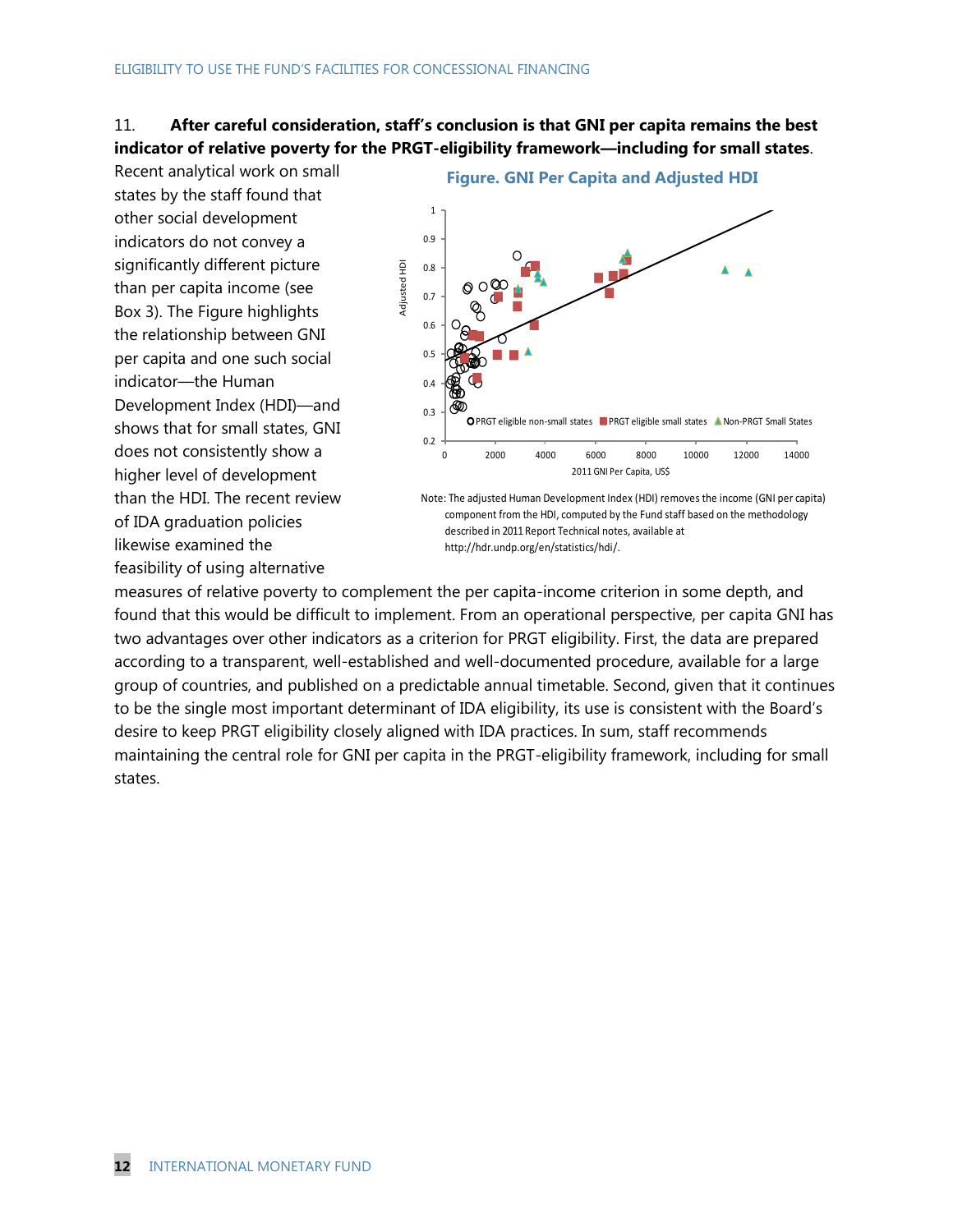11. **After careful consideration, staff's conclusion is that GNI per capita remains the best indicator of relative poverty for the PRGT-eligibility framework—including for small states**. Recent analytical work on small states by the staff found that other social development indicators do not convey a significantly different picture than per capita income (see Box 3). The Figure highlights the relationship between GNI per capita and one such social indicator—the Human Development Index (HDI)—and shows that for small states, GNI does not consistently show a higher level of development than the HDI. The recent review of IDA graduation policies likewise examined the feasibility of using alternative measures of relative poverty to complement the per capita-income criterion in some depth, and found that this would be difficult to implement. From an operational perspective, per capita GNI has two advantages over other indicators as a criterion for PRGT eligibility. First, the data are prepared according to a transparent, well-established and well-documented procedure, available for a large group of countries, and published on a predictable annual timetable. Second, given that it continues to be the single most important determinant of IDA eligibility, its use is consistent with the Board's desire to keep PRGT eligibility closely aligned with IDA practices. In sum, staff recommends maintaining the central role for GNI per capita in the PRGT-eligibility framework, including for small states.

**Figure. GNI Per Capita and Adjusted HDI**

Note: The adjusted Human Development Index (HDI) removes the income (GNI per capita) component from the HDI, computed by the Fund staff based on the methodology described in 2011 Report Technical notes, available at http://hdr.undp.org/en/statistics/hdi/.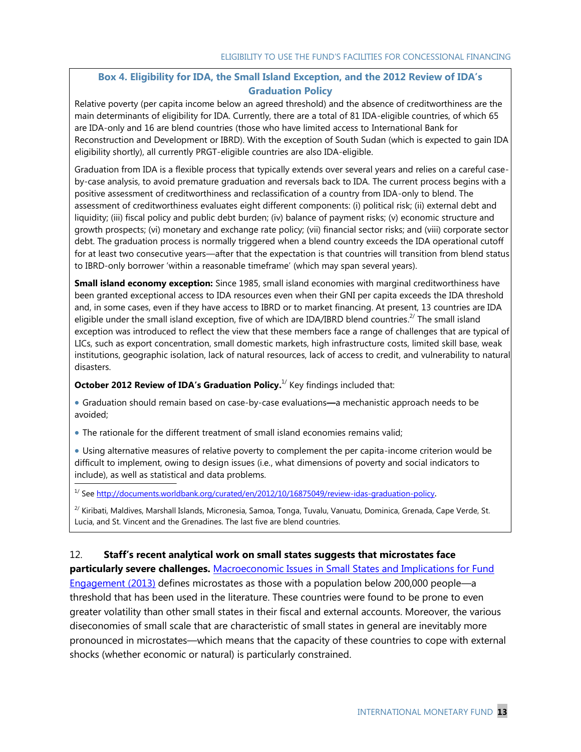### Box 4. Eligibility for IDA, the Small Island Exception, and the 2012 Review of IDA's Graduation Policy

Relative poverty (per capita income below an agreed threshold) and the absence of creditworthiness are the main determinants of eligibility for IDA. Currently, there are a total of 81 IDA-eligible countries, of which 65 are IDA-only and 16 are blend countries (those who have limited access to International Bank for Reconstruction and Development or IBRD). With the exception of South Sudan (which is expected to gain IDA eligibility shortly), all currently PRGT-eligible countries are also IDA-eligible.

Graduation from IDA is a flexible process that typically extends over several years and relies on a careful case-by-case analysis, to avoid premature graduation and reversals back to IDA. The current process begins with a positive assessment of creditworthiness and reclassification of a country from IDA-only to blend. The assessment of creditworthiness evaluates eight different components: (i) political risk; (ii) external debt and liquidity; (iii) fiscal policy and public debt burden; (iv) balance of payment risks; (v) economic structure and growth prospects; (vi) monetary and exchange rate policy; (vii) financial sector risks; and (viii) corporate sector debt. The graduation process is normally triggered when a blend country exceeds the IDA operational cutoff for at least two consecutive years—after that the expectation is that countries will transition from blend status to IBRD-only borrower 'within a reasonable timeframe' (which may span several years).

**Small island economy exception:** Since 1985, small island economies with marginal creditworthiness have been granted exceptional access to IDA resources even when their GNI per capita exceeds the IDA threshold and, in some cases, even if they have access to IBRD or to market financing. At present, 13 countries are IDA eligible under the small island exception, five of which are IDA/IBRD blend countries.[2/] The small island exception was introduced to reflect the view that these members face a range of challenges that are typical of LICs, such as export concentration, small domestic markets, high infrastructure costs, limited skill base, weak institutions, geographic isolation, lack of natural resources, lack of access to credit, and vulnerability to natural disasters.

**October 2012 Review of IDA's Graduation Policy.**[1/] Key findings included that:

- Graduation should remain based on case-by-case evaluations**—**a mechanistic approach needs to be avoided;
- The rationale for the different treatment of small island economies remains valid;
- Using alternative measures of relative poverty to complement the per capita-income criterion would be difficult to implement, owing to design issues (i.e., what dimensions of poverty and social indicators to include), as well as statistical and data problems.

[1/] See http://documents.worldbank.org/curated/en/2012/10/16875049/review-idas-graduation-policy.

[2/] Kiribati, Maldives, Marshall Islands, Micronesia, Samoa, Tonga, Tuvalu, Vanuatu, Dominica, Grenada, Cape Verde, St. Lucia, and St. Vincent and the Grenadines. The last five are blend countries.

12. **Staff's recent analytical work on small states suggests that microstates face particularly severe challenges.** Macroeconomic Issues in Small States and Implications for Fund Engagement (2013) defines microstates as those with a population below 200,000 people—a threshold that has been used in the literature. These countries were found to be prone to even greater volatility than other small states in their fiscal and external accounts. Moreover, the various diseconomies of small scale that are characteristic of small states in general are inevitably more pronounced in microstates—which means that the capacity of these countries to cope with external shocks (whether economic or natural) is particularly constrained.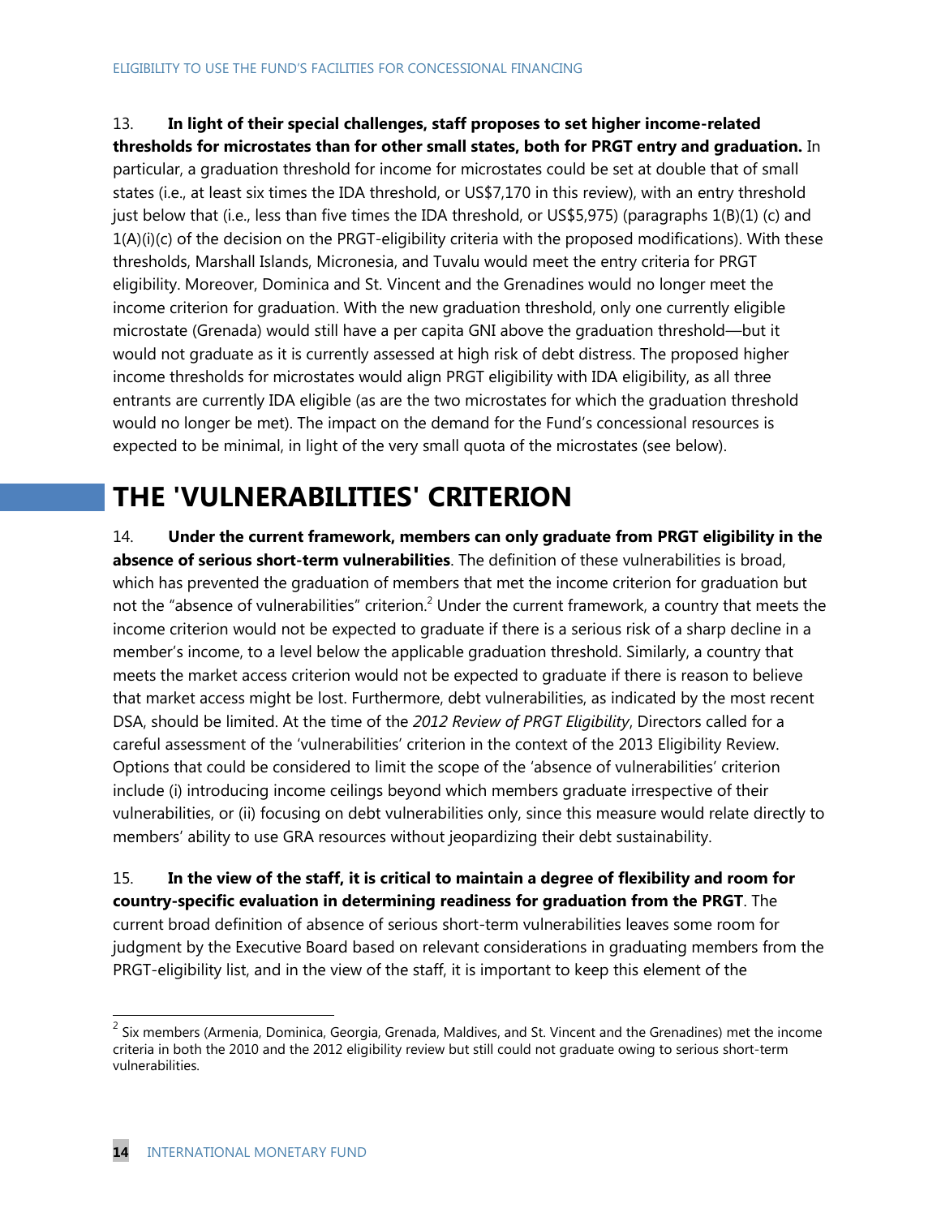13. **In light of their special challenges, staff proposes to set higher income-related thresholds for microstates than for other small states, both for PRGT entry and graduation.** In particular, a graduation threshold for income for microstates could be set at double that of small states (i.e., at least six times the IDA threshold, or US$7,170 in this review), with an entry threshold just below that (i.e., less than five times the IDA threshold, or US$5,975) (paragraphs 1(B)(1) (c) and 1(A)(i)(c) of the decision on the PRGT-eligibility criteria with the proposed modifications). With these thresholds, Marshall Islands, Micronesia, and Tuvalu would meet the entry criteria for PRGT eligibility. Moreover, Dominica and St. Vincent and the Grenadines would no longer meet the income criterion for graduation. With the new graduation threshold, only one currently eligible microstate (Grenada) would still have a per capita GNI above the graduation threshold—but it would not graduate as it is currently assessed at high risk of debt distress. The proposed higher income thresholds for microstates would align PRGT eligibility with IDA eligibility, as all three entrants are currently IDA eligible (as are the two microstates for which the graduation threshold would no longer be met). The impact on the demand for the Fund's concessional resources is expected to be minimal, in light of the very small quota of the microstates (see below).

# THE 'VULNERABILITIES' CRITERION

14. **Under the current framework, members can only graduate from PRGT eligibility in the absence of serious short-term vulnerabilities**. The definition of these vulnerabilities is broad, which has prevented the graduation of members that met the income criterion for graduation but not the "absence of vulnerabilities" criterion.[2] Under the current framework, a country that meets the income criterion would not be expected to graduate if there is a serious risk of a sharp decline in a member's income, to a level below the applicable graduation threshold. Similarly, a country that meets the market access criterion would not be expected to graduate if there is reason to believe that market access might be lost. Furthermore, debt vulnerabilities, as indicated by the most recent DSA, should be limited. At the time of the *2012 Review of PRGT Eligibility*, Directors called for a careful assessment of the 'vulnerabilities' criterion in the context of the 2013 Eligibility Review. Options that could be considered to limit the scope of the 'absence of vulnerabilities' criterion include (i) introducing income ceilings beyond which members graduate irrespective of their vulnerabilities, or (ii) focusing on debt vulnerabilities only, since this measure would relate directly to members' ability to use GRA resources without jeopardizing their debt sustainability.

15. **In the view of the staff, it is critical to maintain a degree of flexibility and room for country-specific evaluation in determining readiness for graduation from the PRGT**. The current broad definition of absence of serious short-term vulnerabilities leaves some room for judgment by the Executive Board based on relevant considerations in graduating members from the PRGT-eligibility list, and in the view of the staff, it is important to keep this element of the

[2] Six members (Armenia, Dominica, Georgia, Grenada, Maldives, and St. Vincent and the Grenadines) met the income criteria in both the 2010 and the 2012 eligibility review but still could not graduate owing to serious short-term vulnerabilities.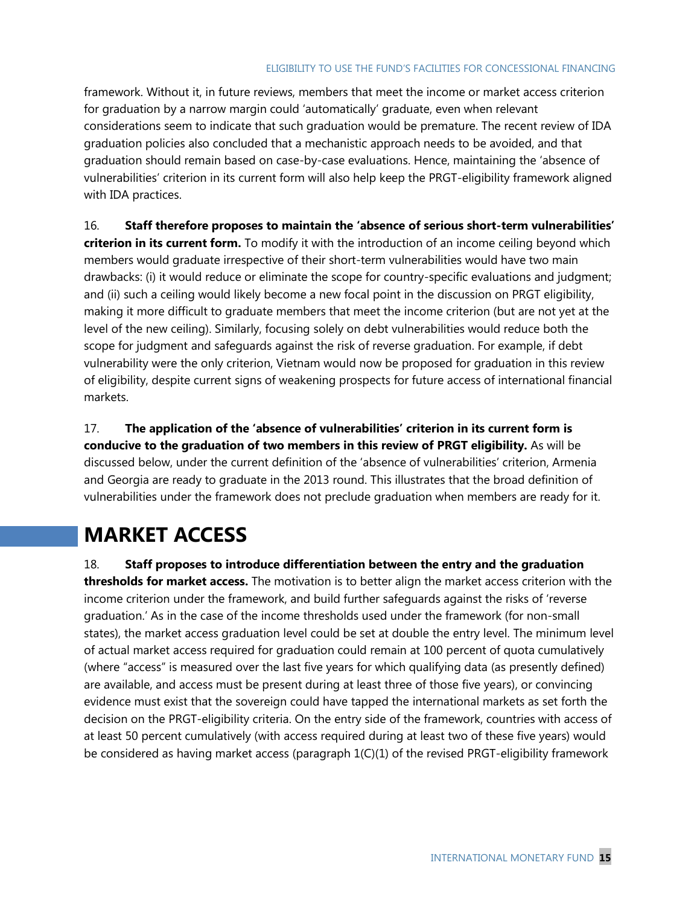framework. Without it, in future reviews, members that meet the income or market access criterion for graduation by a narrow margin could 'automatically' graduate, even when relevant considerations seem to indicate that such graduation would be premature. The recent review of IDA graduation policies also concluded that a mechanistic approach needs to be avoided, and that graduation should remain based on case-by-case evaluations. Hence, maintaining the 'absence of vulnerabilities' criterion in its current form will also help keep the PRGT-eligibility framework aligned with IDA practices.

16. **Staff therefore proposes to maintain the 'absence of serious short-term vulnerabilities' criterion in its current form.** To modify it with the introduction of an income ceiling beyond which members would graduate irrespective of their short-term vulnerabilities would have two main drawbacks: (i) it would reduce or eliminate the scope for country-specific evaluations and judgment; and (ii) such a ceiling would likely become a new focal point in the discussion on PRGT eligibility, making it more difficult to graduate members that meet the income criterion (but are not yet at the level of the new ceiling). Similarly, focusing solely on debt vulnerabilities would reduce both the scope for judgment and safeguards against the risk of reverse graduation. For example, if debt vulnerability were the only criterion, Vietnam would now be proposed for graduation in this review of eligibility, despite current signs of weakening prospects for future access of international financial markets.

17. **The application of the 'absence of vulnerabilities' criterion in its current form is conducive to the graduation of two members in this review of PRGT eligibility.** As will be discussed below, under the current definition of the 'absence of vulnerabilities' criterion, Armenia and Georgia are ready to graduate in the 2013 round. This illustrates that the broad definition of vulnerabilities under the framework does not preclude graduation when members are ready for it.

# MARKET ACCESS

18. **Staff proposes to introduce differentiation between the entry and the graduation thresholds for market access.** The motivation is to better align the market access criterion with the income criterion under the framework, and build further safeguards against the risks of 'reverse graduation.' As in the case of the income thresholds used under the framework (for non-small states), the market access graduation level could be set at double the entry level. The minimum level of actual market access required for graduation could remain at 100 percent of quota cumulatively (where "access" is measured over the last five years for which qualifying data (as presently defined) are available, and access must be present during at least three of those five years), or convincing evidence must exist that the sovereign could have tapped the international markets as set forth the decision on the PRGT-eligibility criteria. On the entry side of the framework, countries with access of at least 50 percent cumulatively (with access required during at least two of these five years) would be considered as having market access (paragraph 1(C)(1) of the revised PRGT-eligibility framework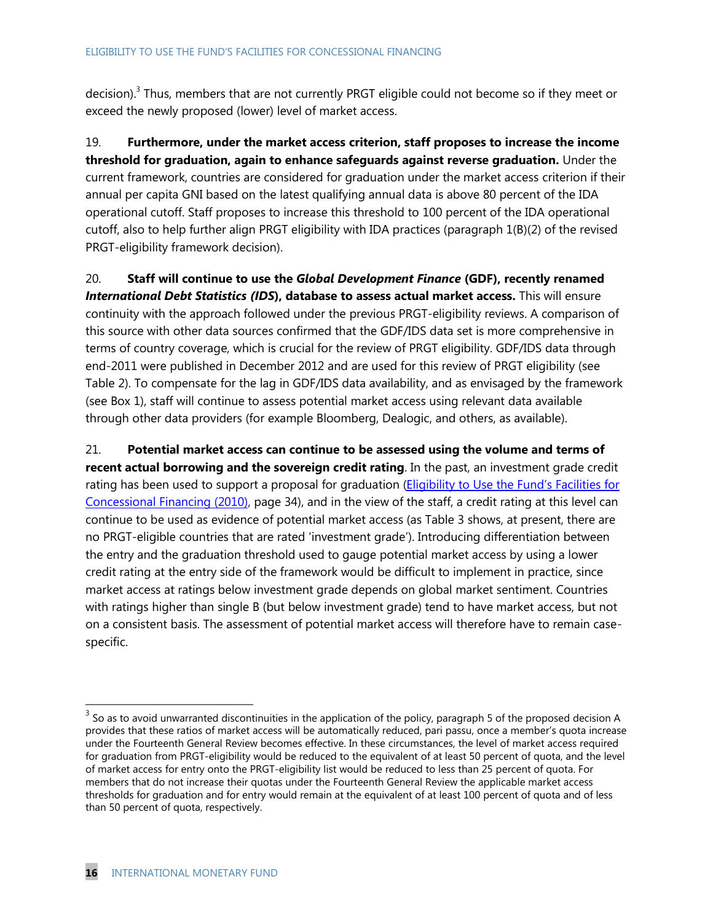decision).[3] Thus, members that are not currently PRGT eligible could not become so if they meet or exceed the newly proposed (lower) level of market access.

19. **Furthermore, under the market access criterion, staff proposes to increase the income threshold for graduation, again to enhance safeguards against reverse graduation.** Under the current framework, countries are considered for graduation under the market access criterion if their annual per capita GNI based on the latest qualifying annual data is above 80 percent of the IDA operational cutoff. Staff proposes to increase this threshold to 100 percent of the IDA operational cutoff, also to help further align PRGT eligibility with IDA practices (paragraph 1(B)(2) of the revised PRGT-eligibility framework decision).

20. **Staff will continue to use the *Global Development Finance* (GDF), recently renamed *International Debt Statistics (IDS*), database to assess actual market access.** This will ensure continuity with the approach followed under the previous PRGT-eligibility reviews. A comparison of this source with other data sources confirmed that the GDF/IDS data set is more comprehensive in terms of country coverage, which is crucial for the review of PRGT eligibility. GDF/IDS data through end-2011 were published in December 2012 and are used for this review of PRGT eligibility (see Table 2). To compensate for the lag in GDF/IDS data availability, and as envisaged by the framework (see Box 1), staff will continue to assess potential market access using relevant data available through other data providers (for example Bloomberg, Dealogic, and others, as available).

21. **Potential market access can continue to be assessed using the volume and terms of recent actual borrowing and the sovereign credit rating**. In the past, an investment grade credit rating has been used to support a proposal for graduation (Eligibility to Use the Fund's Facilities for Concessional Financing (2010), page 34), and in the view of the staff, a credit rating at this level can continue to be used as evidence of potential market access (as Table 3 shows, at present, there are no PRGT-eligible countries that are rated 'investment grade'). Introducing differentiation between the entry and the graduation threshold used to gauge potential market access by using a lower credit rating at the entry side of the framework would be difficult to implement in practice, since market access at ratings below investment grade depends on global market sentiment. Countries with ratings higher than single B (but below investment grade) tend to have market access, but not on a consistent basis. The assessment of potential market access will therefore have to remain case-specific.

[3] So as to avoid unwarranted discontinuities in the application of the policy, paragraph 5 of the proposed decision A provides that these ratios of market access will be automatically reduced, pari passu, once a member's quota increase under the Fourteenth General Review becomes effective. In these circumstances, the level of market access required for graduation from PRGT-eligibility would be reduced to the equivalent of at least 50 percent of quota, and the level of market access for entry onto the PRGT-eligibility list would be reduced to less than 25 percent of quota. For members that do not increase their quotas under the Fourteenth General Review the applicable market access thresholds for graduation and for entry would remain at the equivalent of at least 100 percent of quota and of less than 50 percent of quota, respectively.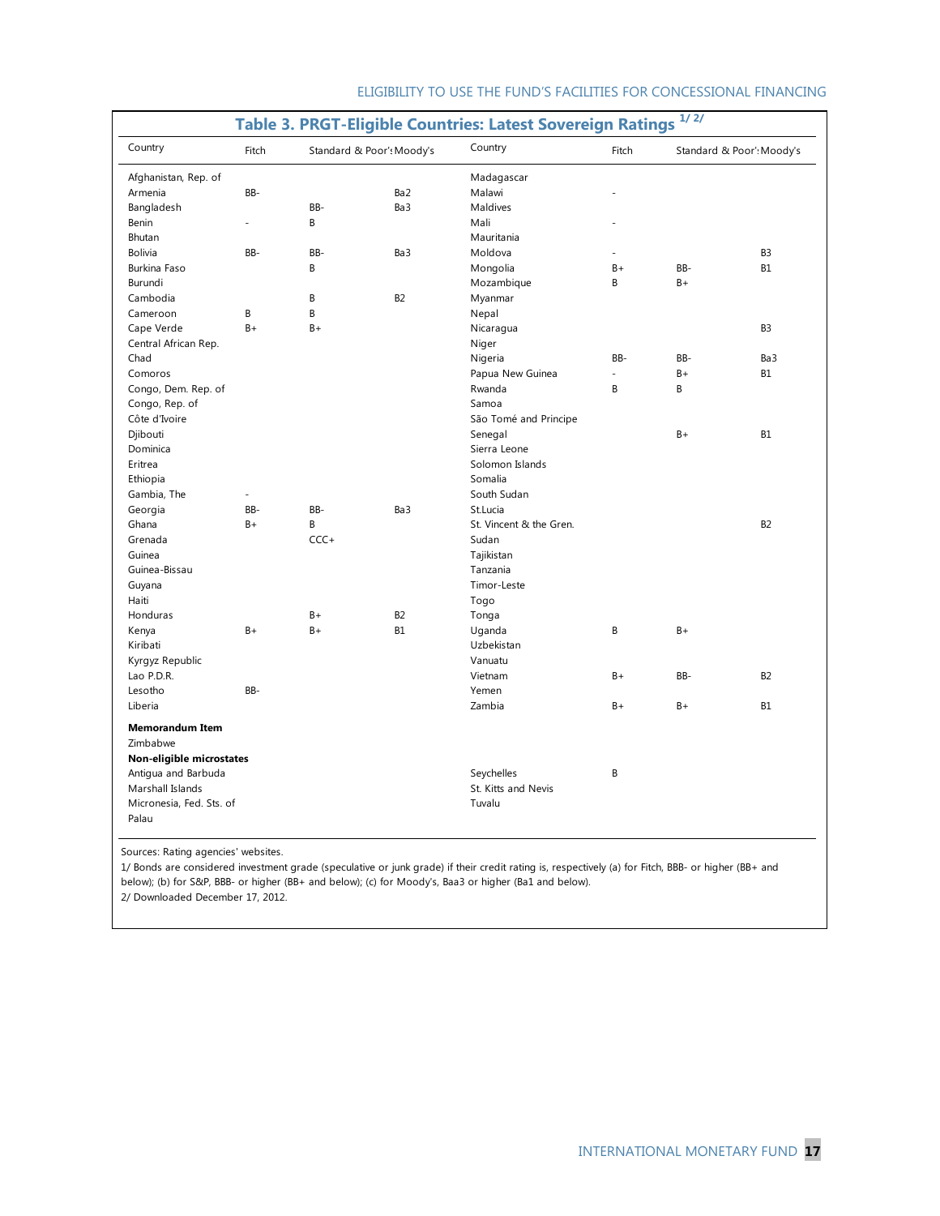## Table 3. PRGT-Eligible Countries: Latest Sovereign Ratings 1/ 2/

| Country | Fitch | Standard & Poor's | Moody's | Country | Fitch | Standard & Poor's | Moody's |
|---|---|---|---|---|---|---|---|
| Afghanistan, Rep. of | | | | Madagascar | | | |
| Armenia | BB- | | Ba2 | Malawi | - | | |
| Bangladesh | | BB- | Ba3 | Maldives | | | |
| Benin | - | B | | Mali | - | | |
| Bhutan | | | | Mauritania | | | |
| Bolivia | BB- | BB- | Ba3 | Moldova | - | | B3 |
| Burkina Faso | | B | | Mongolia | B+ | BB- | B1 |
| Burundi | | | | Mozambique | B | B+ | |
| Cambodia | | B | B2 | Myanmar | | | |
| Cameroon | B | B | | Nepal | | | |
| Cape Verde | B+ | B+ | | Nicaragua | | | B3 |
| Central African Rep. | | | | Niger | | | |
| Chad | | | | Nigeria | BB- | BB- | Ba3 |
| Comoros | | | | Papua New Guinea | - | B+ | B1 |
| Congo, Dem. Rep. of | | | | Rwanda | B | B | |
| Congo, Rep. of | | | | Samoa | | | |
| Côte d'Ivoire | | | | São Tomé and Principe | | | |
| Djibouti | | | | Senegal | | B+ | B1 |
| Dominica | | | | Sierra Leone | | | |
| Eritrea | | | | Solomon Islands | | | |
| Ethiopia | | | | Somalia | | | |
| Gambia, The | - | | | South Sudan | | | |
| Georgia | BB- | BB- | Ba3 | St.Lucia | | | |
| Ghana | B+ | B | | St. Vincent & the Gren. | | | B2 |
| Grenada | | CCC+ | | Sudan | | | |
| Guinea | | | | Tajikistan | | | |
| Guinea-Bissau | | | | Tanzania | | | |
| Guyana | | | | Timor-Leste | | | |
| Haiti | | | | Togo | | | |
| Honduras | | B+ | B2 | Tonga | | | |
| Kenya | B+ | B+ | B1 | Uganda | B | B+ | |
| Kiribati | | | | Uzbekistan | | | |
| Kyrgyz Republic | | | | Vanuatu | | | |
| Lao P.D.R. | | | | Vietnam | B+ | BB- | B2 |
| Lesotho | BB- | | | Yemen | | | |
| Liberia | | | | Zambia | B+ | B+ | B1 |
| **Memorandum Item** | | | | | | | |
| Zimbabwe | | | | | | | |
| **Non-eligible microstates** | | | | | | | |
| Antigua and Barbuda | | | | Seychelles | B | | |
| Marshall Islands | | | | St. Kitts and Nevis | | | |
| Micronesia, Fed. Sts. of | | | | Tuvalu | | | |
| Palau | | | | | | | |

Sources: Rating agencies' websites.

1/ Bonds are considered investment grade (speculative or junk grade) if their credit rating is, respectively (a) for Fitch, BBB- or higher (BB+ and below); (b) for S&P, BBB- or higher (BB+ and below); (c) for Moody's, Baa3 or higher (Ba1 and below).

2/ Downloaded December 17, 2012.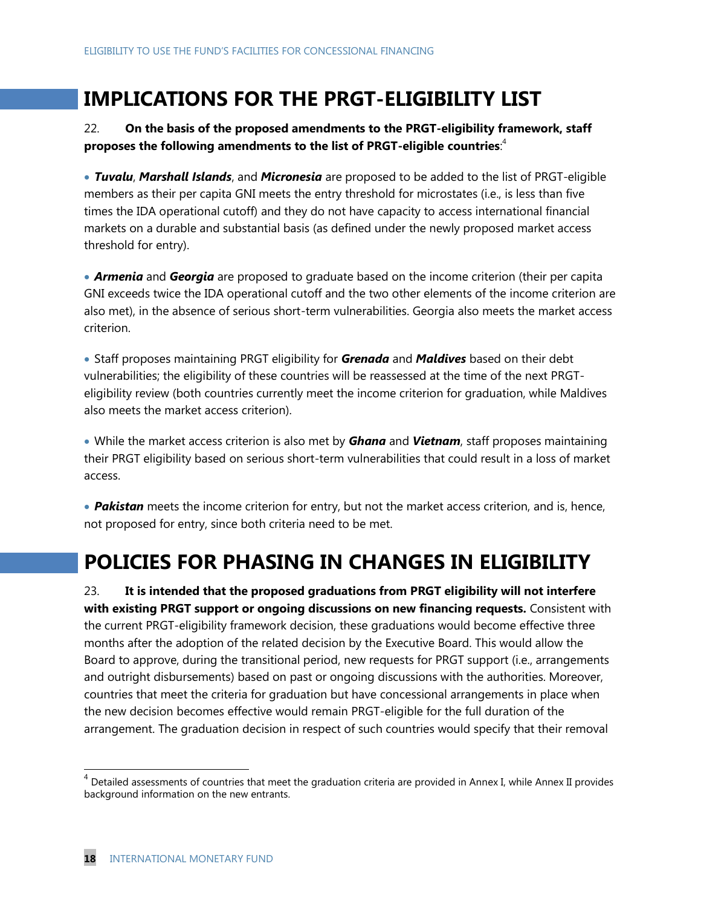## IMPLICATIONS FOR THE PRGT-ELIGIBILITY LIST

22. **On the basis of the proposed amendments to the PRGT-eligibility framework, staff proposes the following amendments to the list of PRGT-eligible countries**:[4]

- ***Tuvalu***, ***Marshall Islands***, and ***Micronesia*** are proposed to be added to the list of PRGT-eligible members as their per capita GNI meets the entry threshold for microstates (i.e., is less than five times the IDA operational cutoff) and they do not have capacity to access international financial markets on a durable and substantial basis (as defined under the newly proposed market access threshold for entry).

- ***Armenia*** and ***Georgia*** are proposed to graduate based on the income criterion (their per capita GNI exceeds twice the IDA operational cutoff and the two other elements of the income criterion are also met), in the absence of serious short-term vulnerabilities. Georgia also meets the market access criterion.

- Staff proposes maintaining PRGT eligibility for ***Grenada*** and ***Maldives*** based on their debt vulnerabilities; the eligibility of these countries will be reassessed at the time of the next PRGT-eligibility review (both countries currently meet the income criterion for graduation, while Maldives also meets the market access criterion).

- While the market access criterion is also met by ***Ghana*** and ***Vietnam***, staff proposes maintaining their PRGT eligibility based on serious short-term vulnerabilities that could result in a loss of market access.

- ***Pakistan*** meets the income criterion for entry, but not the market access criterion, and is, hence, not proposed for entry, since both criteria need to be met.

## POLICIES FOR PHASING IN CHANGES IN ELIGIBILITY

23. **It is intended that the proposed graduations from PRGT eligibility will not interfere with existing PRGT support or ongoing discussions on new financing requests.** Consistent with the current PRGT-eligibility framework decision, these graduations would become effective three months after the adoption of the related decision by the Executive Board. This would allow the Board to approve, during the transitional period, new requests for PRGT support (i.e., arrangements and outright disbursements) based on past or ongoing discussions with the authorities. Moreover, countries that meet the criteria for graduation but have concessional arrangements in place when the new decision becomes effective would remain PRGT-eligible for the full duration of the arrangement. The graduation decision in respect of such countries would specify that their removal

[4] Detailed assessments of countries that meet the graduation criteria are provided in Annex I, while Annex II provides background information on the new entrants.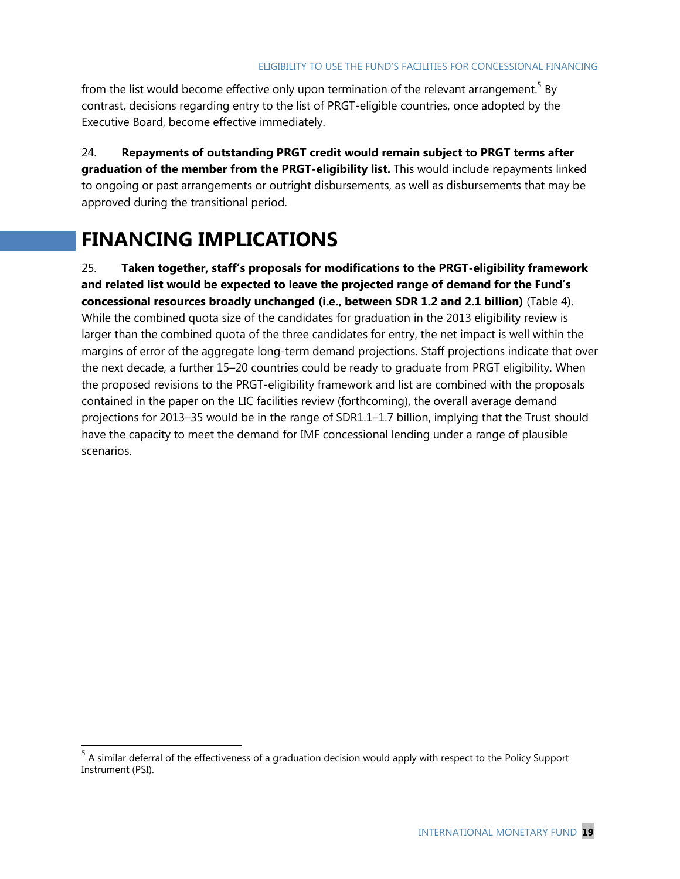from the list would become effective only upon termination of the relevant arrangement.[5] By contrast, decisions regarding entry to the list of PRGT-eligible countries, once adopted by the Executive Board, become effective immediately.

24. **Repayments of outstanding PRGT credit would remain subject to PRGT terms after graduation of the member from the PRGT-eligibility list.** This would include repayments linked to ongoing or past arrangements or outright disbursements, as well as disbursements that may be approved during the transitional period.

# FINANCING IMPLICATIONS

25. **Taken together, staff's proposals for modifications to the PRGT-eligibility framework and related list would be expected to leave the projected range of demand for the Fund's concessional resources broadly unchanged (i.e., between SDR 1.2 and 2.1 billion)** (Table 4). While the combined quota size of the candidates for graduation in the 2013 eligibility review is larger than the combined quota of the three candidates for entry, the net impact is well within the margins of error of the aggregate long-term demand projections. Staff projections indicate that over the next decade, a further 15–20 countries could be ready to graduate from PRGT eligibility. When the proposed revisions to the PRGT-eligibility framework and list are combined with the proposals contained in the paper on the LIC facilities review (forthcoming), the overall average demand projections for 2013–35 would be in the range of SDR1.1–1.7 billion, implying that the Trust should have the capacity to meet the demand for IMF concessional lending under a range of plausible scenarios.

[5] A similar deferral of the effectiveness of a graduation decision would apply with respect to the Policy Support Instrument (PSI).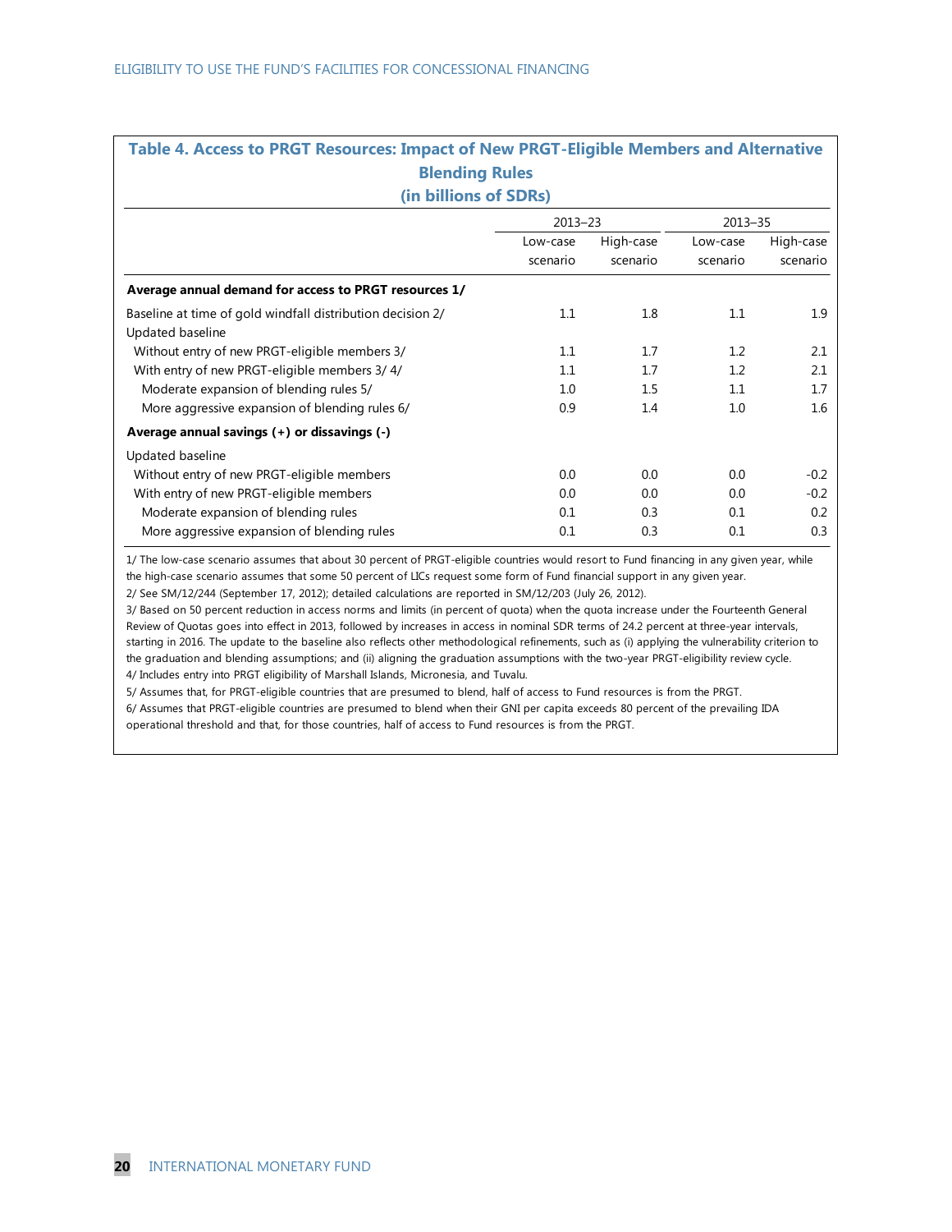**Table 4. Access to PRGT Resources: Impact of New PRGT-Eligible Members and Alternative Blending Rules**
**(in billions of SDRs)**

| | 2013–23 | | 2013–35 | |
|---|---|---|---|---|
| | Low-case scenario | High-case scenario | Low-case scenario | High-case scenario |
| **Average annual demand for access to PRGT resources 1/** | | | | |
| Baseline at time of gold windfall distribution decision 2/ | 1.1 | 1.8 | 1.1 | 1.9 |
| Updated baseline | | | | |
| Without entry of new PRGT-eligible members 3/ | 1.1 | 1.7 | 1.2 | 2.1 |
| With entry of new PRGT-eligible members 3/ 4/ | 1.1 | 1.7 | 1.2 | 2.1 |
| Moderate expansion of blending rules 5/ | 1.0 | 1.5 | 1.1 | 1.7 |
| More aggressive expansion of blending rules 6/ | 0.9 | 1.4 | 1.0 | 1.6 |
| **Average annual savings (+) or dissavings (-)** | | | | |
| Updated baseline | | | | |
| Without entry of new PRGT-eligible members | 0.0 | 0.0 | 0.0 | -0.2 |
| With entry of new PRGT-eligible members | 0.0 | 0.0 | 0.0 | -0.2 |
| Moderate expansion of blending rules | 0.1 | 0.3 | 0.1 | 0.2 |
| More aggressive expansion of blending rules | 0.1 | 0.3 | 0.1 | 0.3 |

1/ The low-case scenario assumes that about 30 percent of PRGT-eligible countries would resort to Fund financing in any given year, while the high-case scenario assumes that some 50 percent of LICs request some form of Fund financial support in any given year.
2/ See SM/12/244 (September 17, 2012); detailed calculations are reported in SM/12/203 (July 26, 2012).
3/ Based on 50 percent reduction in access norms and limits (in percent of quota) when the quota increase under the Fourteenth General Review of Quotas goes into effect in 2013, followed by increases in access in nominal SDR terms of 24.2 percent at three-year intervals, starting in 2016. The update to the baseline also reflects other methodological refinements, such as (i) applying the vulnerability criterion to the graduation and blending assumptions; and (ii) aligning the graduation assumptions with the two-year PRGT-eligibility review cycle.
4/ Includes entry into PRGT eligibility of Marshall Islands, Micronesia, and Tuvalu.
5/ Assumes that, for PRGT-eligible countries that are presumed to blend, half of access to Fund resources is from the PRGT.
6/ Assumes that PRGT-eligible countries are presumed to blend when their GNI per capita exceeds 80 percent of the prevailing IDA operational threshold and that, for those countries, half of access to Fund resources is from the PRGT.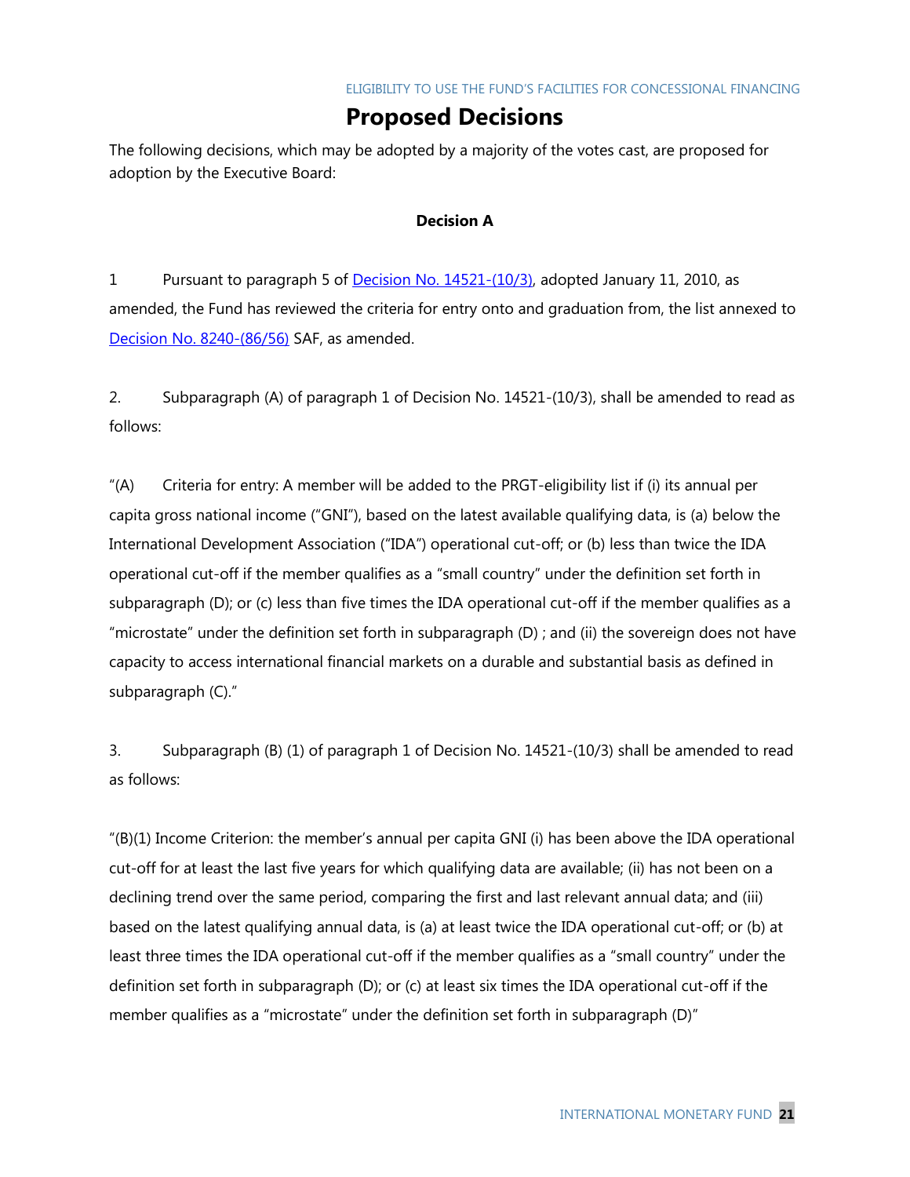# Proposed Decisions

The following decisions, which may be adopted by a majority of the votes cast, are proposed for adoption by the Executive Board:

## Decision A

1 Pursuant to paragraph 5 of Decision No. 14521-(10/3), adopted January 11, 2010, as amended, the Fund has reviewed the criteria for entry onto and graduation from, the list annexed to Decision No. 8240-(86/56) SAF, as amended.

2. Subparagraph (A) of paragraph 1 of Decision No. 14521-(10/3), shall be amended to read as follows:

"(A) Criteria for entry: A member will be added to the PRGT-eligibility list if (i) its annual per capita gross national income ("GNI"), based on the latest available qualifying data, is (a) below the International Development Association ("IDA") operational cut-off; or (b) less than twice the IDA operational cut-off if the member qualifies as a "small country" under the definition set forth in subparagraph (D); or (c) less than five times the IDA operational cut-off if the member qualifies as a "microstate" under the definition set forth in subparagraph (D) ; and (ii) the sovereign does not have capacity to access international financial markets on a durable and substantial basis as defined in subparagraph (C)."

3. Subparagraph (B) (1) of paragraph 1 of Decision No. 14521-(10/3) shall be amended to read as follows:

"(B)(1) Income Criterion: the member's annual per capita GNI (i) has been above the IDA operational cut-off for at least the last five years for which qualifying data are available; (ii) has not been on a declining trend over the same period, comparing the first and last relevant annual data; and (iii) based on the latest qualifying annual data, is (a) at least twice the IDA operational cut-off; or (b) at least three times the IDA operational cut-off if the member qualifies as a "small country" under the definition set forth in subparagraph (D); or (c) at least six times the IDA operational cut-off if the member qualifies as a "microstate" under the definition set forth in subparagraph (D)"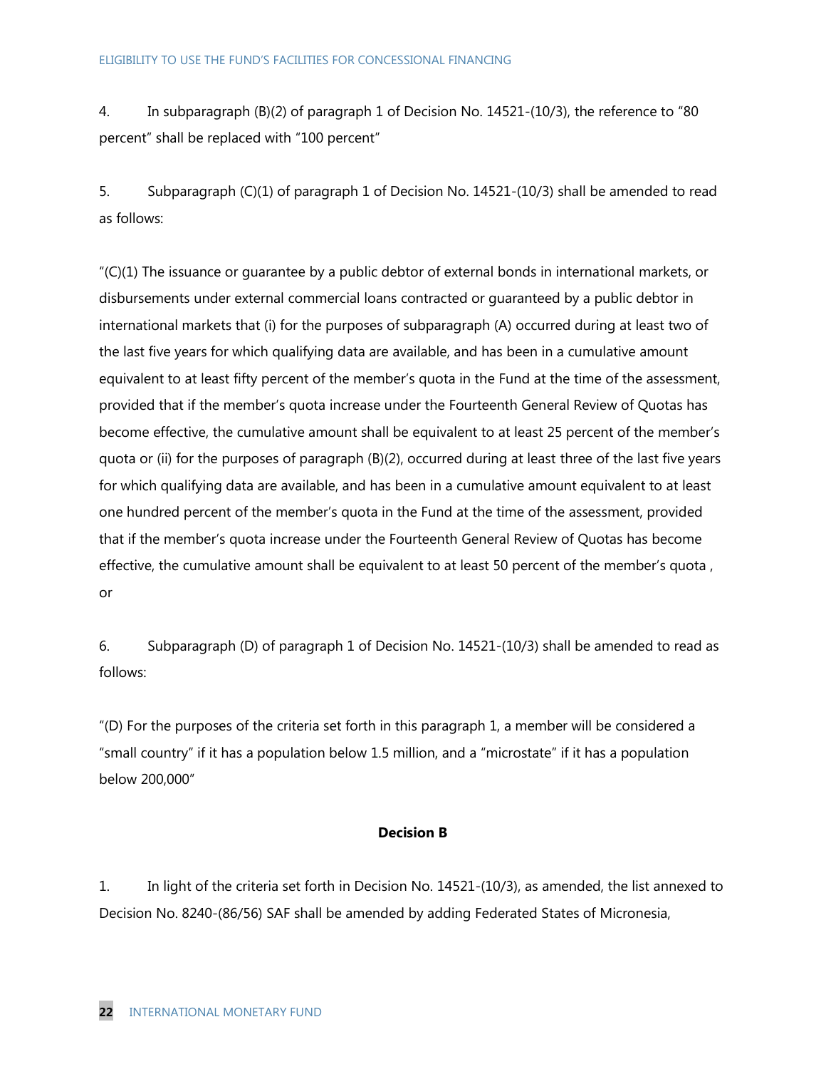4. In subparagraph (B)(2) of paragraph 1 of Decision No. 14521-(10/3), the reference to "80 percent" shall be replaced with "100 percent"

5. Subparagraph (C)(1) of paragraph 1 of Decision No. 14521-(10/3) shall be amended to read as follows:

"(C)(1) The issuance or guarantee by a public debtor of external bonds in international markets, or disbursements under external commercial loans contracted or guaranteed by a public debtor in international markets that (i) for the purposes of subparagraph (A) occurred during at least two of the last five years for which qualifying data are available, and has been in a cumulative amount equivalent to at least fifty percent of the member's quota in the Fund at the time of the assessment, provided that if the member's quota increase under the Fourteenth General Review of Quotas has become effective, the cumulative amount shall be equivalent to at least 25 percent of the member's quota or (ii) for the purposes of paragraph (B)(2), occurred during at least three of the last five years for which qualifying data are available, and has been in a cumulative amount equivalent to at least one hundred percent of the member's quota in the Fund at the time of the assessment, provided that if the member's quota increase under the Fourteenth General Review of Quotas has become effective, the cumulative amount shall be equivalent to at least 50 percent of the member's quota , or

6. Subparagraph (D) of paragraph 1 of Decision No. 14521-(10/3) shall be amended to read as follows:

"(D) For the purposes of the criteria set forth in this paragraph 1, a member will be considered a "small country" if it has a population below 1.5 million, and a "microstate" if it has a population below 200,000"

**Decision B**

1. In light of the criteria set forth in Decision No. 14521-(10/3), as amended, the list annexed to Decision No. 8240-(86/56) SAF shall be amended by adding Federated States of Micronesia,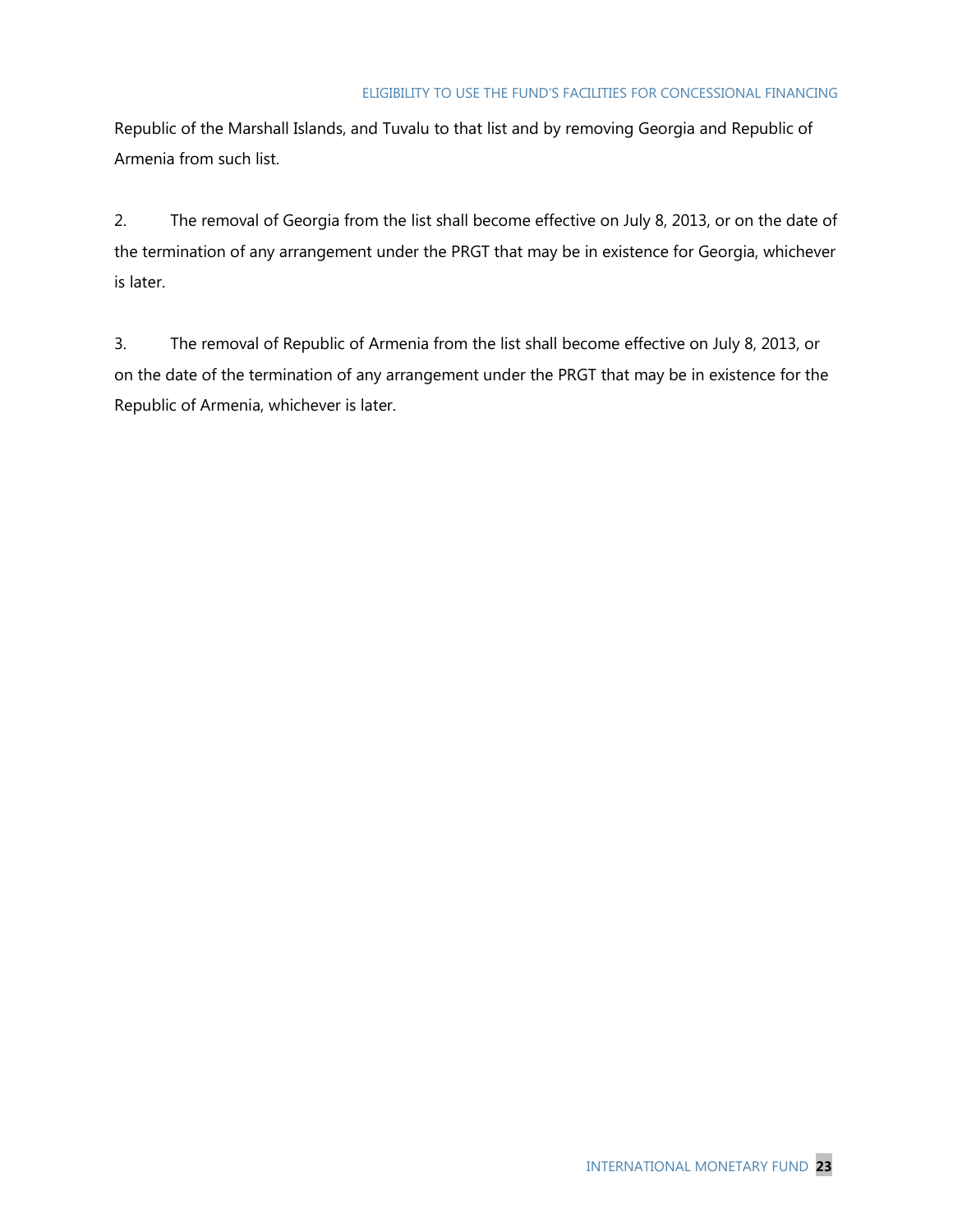Republic of the Marshall Islands, and Tuvalu to that list and by removing Georgia and Republic of Armenia from such list.

2. The removal of Georgia from the list shall become effective on July 8, 2013, or on the date of the termination of any arrangement under the PRGT that may be in existence for Georgia, whichever is later.

3. The removal of Republic of Armenia from the list shall become effective on July 8, 2013, or on the date of the termination of any arrangement under the PRGT that may be in existence for the Republic of Armenia, whichever is later.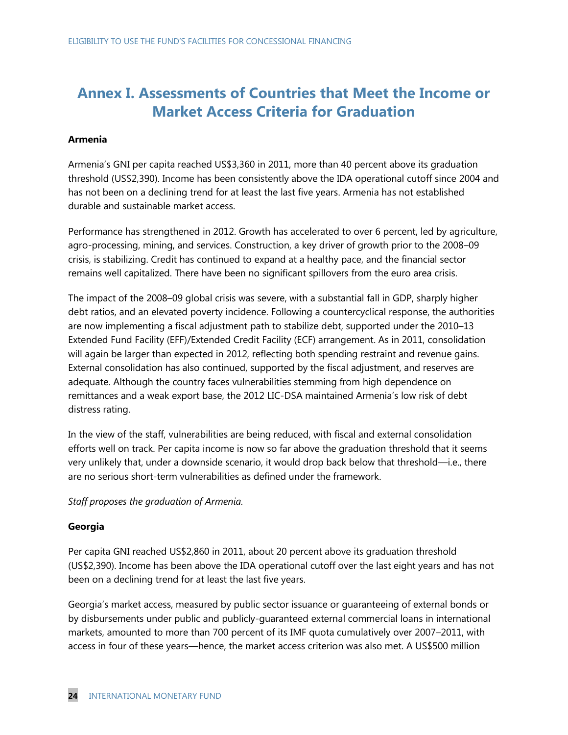# Annex I. Assessments of Countries that Meet the Income or Market Access Criteria for Graduation

**Armenia**

Armenia's GNI per capita reached US$3,360 in 2011, more than 40 percent above its graduation threshold (US$2,390). Income has been consistently above the IDA operational cutoff since 2004 and has not been on a declining trend for at least the last five years. Armenia has not established durable and sustainable market access.

Performance has strengthened in 2012. Growth has accelerated to over 6 percent, led by agriculture, agro-processing, mining, and services. Construction, a key driver of growth prior to the 2008–09 crisis, is stabilizing. Credit has continued to expand at a healthy pace, and the financial sector remains well capitalized. There have been no significant spillovers from the euro area crisis.

The impact of the 2008–09 global crisis was severe, with a substantial fall in GDP, sharply higher debt ratios, and an elevated poverty incidence. Following a countercyclical response, the authorities are now implementing a fiscal adjustment path to stabilize debt, supported under the 2010–13 Extended Fund Facility (EFF)/Extended Credit Facility (ECF) arrangement. As in 2011, consolidation will again be larger than expected in 2012, reflecting both spending restraint and revenue gains. External consolidation has also continued, supported by the fiscal adjustment, and reserves are adequate. Although the country faces vulnerabilities stemming from high dependence on remittances and a weak export base, the 2012 LIC-DSA maintained Armenia's low risk of debt distress rating.

In the view of the staff, vulnerabilities are being reduced, with fiscal and external consolidation efforts well on track. Per capita income is now so far above the graduation threshold that it seems very unlikely that, under a downside scenario, it would drop back below that threshold—i.e., there are no serious short-term vulnerabilities as defined under the framework.

*Staff proposes the graduation of Armenia.*

**Georgia**

Per capita GNI reached US$2,860 in 2011, about 20 percent above its graduation threshold (US$2,390). Income has been above the IDA operational cutoff over the last eight years and has not been on a declining trend for at least the last five years.

Georgia's market access, measured by public sector issuance or guaranteeing of external bonds or by disbursements under public and publicly-guaranteed external commercial loans in international markets, amounted to more than 700 percent of its IMF quota cumulatively over 2007–2011, with access in four of these years—hence, the market access criterion was also met. A US$500 million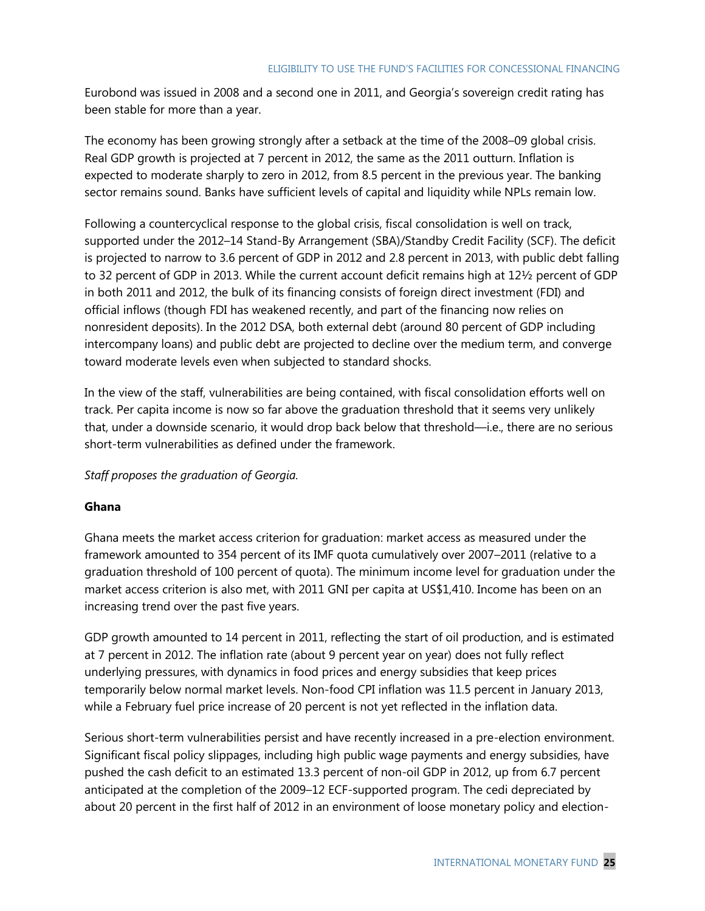Eurobond was issued in 2008 and a second one in 2011, and Georgia's sovereign credit rating has been stable for more than a year.

The economy has been growing strongly after a setback at the time of the 2008–09 global crisis. Real GDP growth is projected at 7 percent in 2012, the same as the 2011 outturn. Inflation is expected to moderate sharply to zero in 2012, from 8.5 percent in the previous year. The banking sector remains sound. Banks have sufficient levels of capital and liquidity while NPLs remain low.

Following a countercyclical response to the global crisis, fiscal consolidation is well on track, supported under the 2012–14 Stand-By Arrangement (SBA)/Standby Credit Facility (SCF). The deficit is projected to narrow to 3.6 percent of GDP in 2012 and 2.8 percent in 2013, with public debt falling to 32 percent of GDP in 2013. While the current account deficit remains high at 12½ percent of GDP in both 2011 and 2012, the bulk of its financing consists of foreign direct investment (FDI) and official inflows (though FDI has weakened recently, and part of the financing now relies on nonresident deposits). In the 2012 DSA, both external debt (around 80 percent of GDP including intercompany loans) and public debt are projected to decline over the medium term, and converge toward moderate levels even when subjected to standard shocks.

In the view of the staff, vulnerabilities are being contained, with fiscal consolidation efforts well on track. Per capita income is now so far above the graduation threshold that it seems very unlikely that, under a downside scenario, it would drop back below that threshold—i.e., there are no serious short-term vulnerabilities as defined under the framework.

*Staff proposes the graduation of Georgia.*

**Ghana**

Ghana meets the market access criterion for graduation: market access as measured under the framework amounted to 354 percent of its IMF quota cumulatively over 2007–2011 (relative to a graduation threshold of 100 percent of quota). The minimum income level for graduation under the market access criterion is also met, with 2011 GNI per capita at US$1,410. Income has been on an increasing trend over the past five years.

GDP growth amounted to 14 percent in 2011, reflecting the start of oil production, and is estimated at 7 percent in 2012. The inflation rate (about 9 percent year on year) does not fully reflect underlying pressures, with dynamics in food prices and energy subsidies that keep prices temporarily below normal market levels. Non-food CPI inflation was 11.5 percent in January 2013, while a February fuel price increase of 20 percent is not yet reflected in the inflation data.

Serious short-term vulnerabilities persist and have recently increased in a pre-election environment. Significant fiscal policy slippages, including high public wage payments and energy subsidies, have pushed the cash deficit to an estimated 13.3 percent of non-oil GDP in 2012, up from 6.7 percent anticipated at the completion of the 2009–12 ECF-supported program. The cedi depreciated by about 20 percent in the first half of 2012 in an environment of loose monetary policy and election-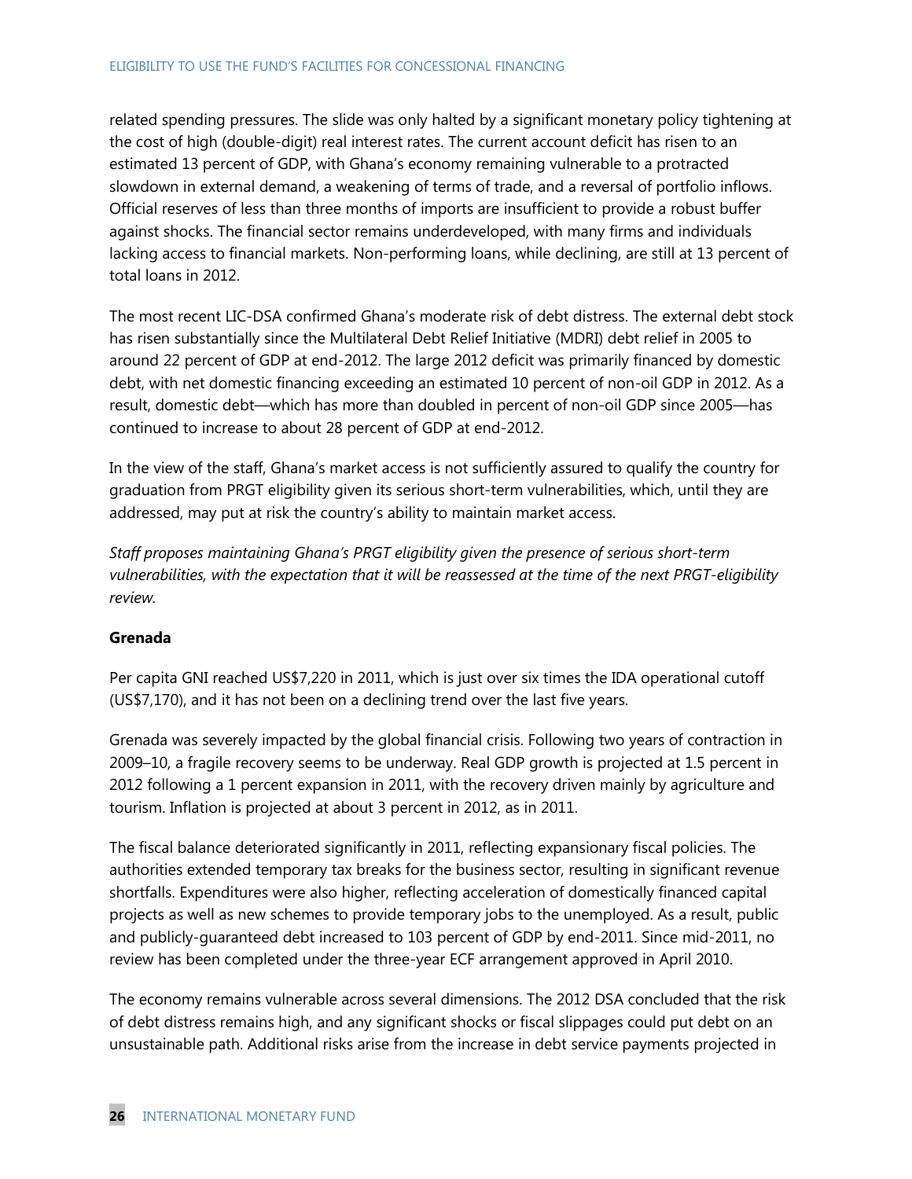related spending pressures. The slide was only halted by a significant monetary policy tightening at the cost of high (double-digit) real interest rates. The current account deficit has risen to an estimated 13 percent of GDP, with Ghana's economy remaining vulnerable to a protracted slowdown in external demand, a weakening of terms of trade, and a reversal of portfolio inflows. Official reserves of less than three months of imports are insufficient to provide a robust buffer against shocks. The financial sector remains underdeveloped, with many firms and individuals lacking access to financial markets. Non-performing loans, while declining, are still at 13 percent of total loans in 2012.

The most recent LIC-DSA confirmed Ghana's moderate risk of debt distress. The external debt stock has risen substantially since the Multilateral Debt Relief Initiative (MDRI) debt relief in 2005 to around 22 percent of GDP at end-2012. The large 2012 deficit was primarily financed by domestic debt, with net domestic financing exceeding an estimated 10 percent of non-oil GDP in 2012. As a result, domestic debt—which has more than doubled in percent of non-oil GDP since 2005—has continued to increase to about 28 percent of GDP at end-2012.

In the view of the staff, Ghana's market access is not sufficiently assured to qualify the country for graduation from PRGT eligibility given its serious short-term vulnerabilities, which, until they are addressed, may put at risk the country's ability to maintain market access.

*Staff proposes maintaining Ghana's PRGT eligibility given the presence of serious short-term vulnerabilities, with the expectation that it will be reassessed at the time of the next PRGT-eligibility review.*

**Grenada**

Per capita GNI reached US$7,220 in 2011, which is just over six times the IDA operational cutoff (US$7,170), and it has not been on a declining trend over the last five years.

Grenada was severely impacted by the global financial crisis. Following two years of contraction in 2009–10, a fragile recovery seems to be underway. Real GDP growth is projected at 1.5 percent in 2012 following a 1 percent expansion in 2011, with the recovery driven mainly by agriculture and tourism. Inflation is projected at about 3 percent in 2012, as in 2011.

The fiscal balance deteriorated significantly in 2011, reflecting expansionary fiscal policies. The authorities extended temporary tax breaks for the business sector, resulting in significant revenue shortfalls. Expenditures were also higher, reflecting acceleration of domestically financed capital projects as well as new schemes to provide temporary jobs to the unemployed. As a result, public and publicly-guaranteed debt increased to 103 percent of GDP by end-2011. Since mid-2011, no review has been completed under the three-year ECF arrangement approved in April 2010.

The economy remains vulnerable across several dimensions. The 2012 DSA concluded that the risk of debt distress remains high, and any significant shocks or fiscal slippages could put debt on an unsustainable path. Additional risks arise from the increase in debt service payments projected in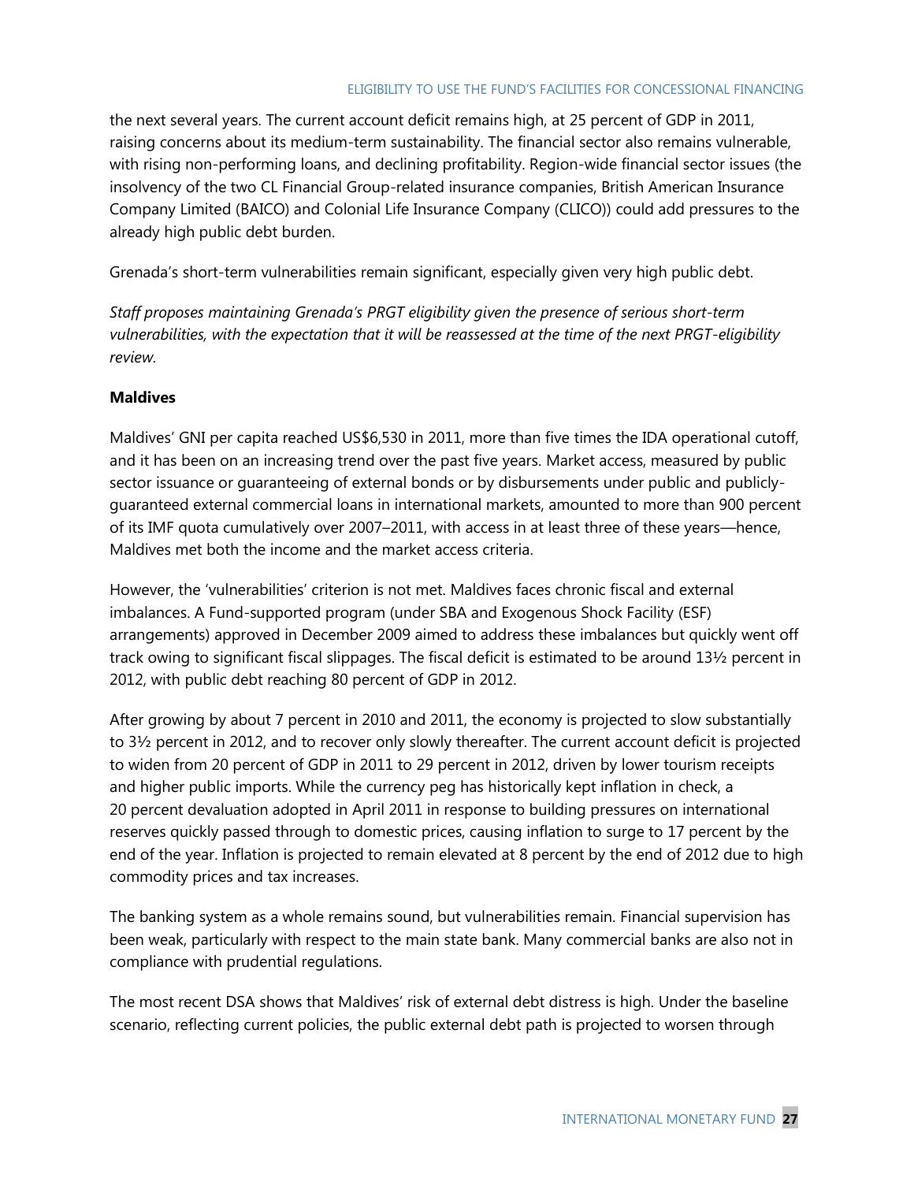the next several years. The current account deficit remains high, at 25 percent of GDP in 2011, raising concerns about its medium-term sustainability. The financial sector also remains vulnerable, with rising non-performing loans, and declining profitability. Region-wide financial sector issues (the insolvency of the two CL Financial Group-related insurance companies, British American Insurance Company Limited (BAICO) and Colonial Life Insurance Company (CLICO)) could add pressures to the already high public debt burden.

Grenada's short-term vulnerabilities remain significant, especially given very high public debt.

*Staff proposes maintaining Grenada's PRGT eligibility given the presence of serious short-term vulnerabilities, with the expectation that it will be reassessed at the time of the next PRGT-eligibility review.*

**Maldives**

Maldives' GNI per capita reached US$6,530 in 2011, more than five times the IDA operational cutoff, and it has been on an increasing trend over the past five years. Market access, measured by public sector issuance or guaranteeing of external bonds or by disbursements under public and publicly-guaranteed external commercial loans in international markets, amounted to more than 900 percent of its IMF quota cumulatively over 2007–2011, with access in at least three of these years—hence, Maldives met both the income and the market access criteria.

However, the 'vulnerabilities' criterion is not met. Maldives faces chronic fiscal and external imbalances. A Fund-supported program (under SBA and Exogenous Shock Facility (ESF) arrangements) approved in December 2009 aimed to address these imbalances but quickly went off track owing to significant fiscal slippages. The fiscal deficit is estimated to be around 13½ percent in 2012, with public debt reaching 80 percent of GDP in 2012.

After growing by about 7 percent in 2010 and 2011, the economy is projected to slow substantially to 3½ percent in 2012, and to recover only slowly thereafter. The current account deficit is projected to widen from 20 percent of GDP in 2011 to 29 percent in 2012, driven by lower tourism receipts and higher public imports. While the currency peg has historically kept inflation in check, a 20 percent devaluation adopted in April 2011 in response to building pressures on international reserves quickly passed through to domestic prices, causing inflation to surge to 17 percent by the end of the year. Inflation is projected to remain elevated at 8 percent by the end of 2012 due to high commodity prices and tax increases.

The banking system as a whole remains sound, but vulnerabilities remain. Financial supervision has been weak, particularly with respect to the main state bank. Many commercial banks are also not in compliance with prudential regulations.

The most recent DSA shows that Maldives' risk of external debt distress is high. Under the baseline scenario, reflecting current policies, the public external debt path is projected to worsen through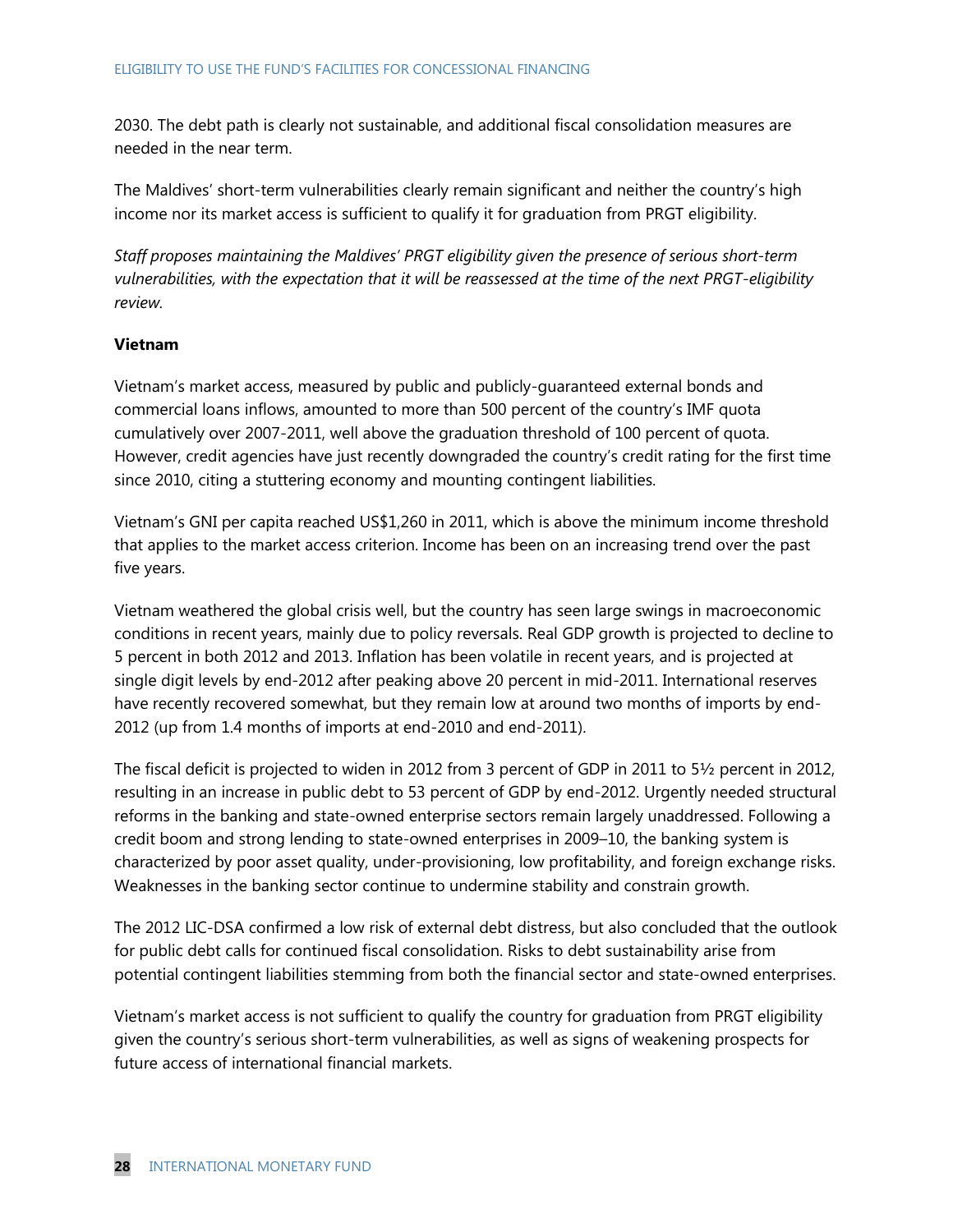2030. The debt path is clearly not sustainable, and additional fiscal consolidation measures are needed in the near term.

The Maldives' short-term vulnerabilities clearly remain significant and neither the country's high income nor its market access is sufficient to qualify it for graduation from PRGT eligibility.

*Staff proposes maintaining the Maldives' PRGT eligibility given the presence of serious short-term vulnerabilities, with the expectation that it will be reassessed at the time of the next PRGT-eligibility review.*

**Vietnam**

Vietnam's market access, measured by public and publicly-guaranteed external bonds and commercial loans inflows, amounted to more than 500 percent of the country's IMF quota cumulatively over 2007-2011, well above the graduation threshold of 100 percent of quota. However, credit agencies have just recently downgraded the country's credit rating for the first time since 2010, citing a stuttering economy and mounting contingent liabilities.

Vietnam's GNI per capita reached US$1,260 in 2011, which is above the minimum income threshold that applies to the market access criterion. Income has been on an increasing trend over the past five years.

Vietnam weathered the global crisis well, but the country has seen large swings in macroeconomic conditions in recent years, mainly due to policy reversals. Real GDP growth is projected to decline to 5 percent in both 2012 and 2013. Inflation has been volatile in recent years, and is projected at single digit levels by end-2012 after peaking above 20 percent in mid-2011. International reserves have recently recovered somewhat, but they remain low at around two months of imports by end-2012 (up from 1.4 months of imports at end-2010 and end-2011).

The fiscal deficit is projected to widen in 2012 from 3 percent of GDP in 2011 to 5½ percent in 2012, resulting in an increase in public debt to 53 percent of GDP by end-2012. Urgently needed structural reforms in the banking and state-owned enterprise sectors remain largely unaddressed. Following a credit boom and strong lending to state-owned enterprises in 2009–10, the banking system is characterized by poor asset quality, under-provisioning, low profitability, and foreign exchange risks. Weaknesses in the banking sector continue to undermine stability and constrain growth.

The 2012 LIC-DSA confirmed a low risk of external debt distress, but also concluded that the outlook for public debt calls for continued fiscal consolidation. Risks to debt sustainability arise from potential contingent liabilities stemming from both the financial sector and state-owned enterprises.

Vietnam's market access is not sufficient to qualify the country for graduation from PRGT eligibility given the country's serious short-term vulnerabilities, as well as signs of weakening prospects for future access of international financial markets.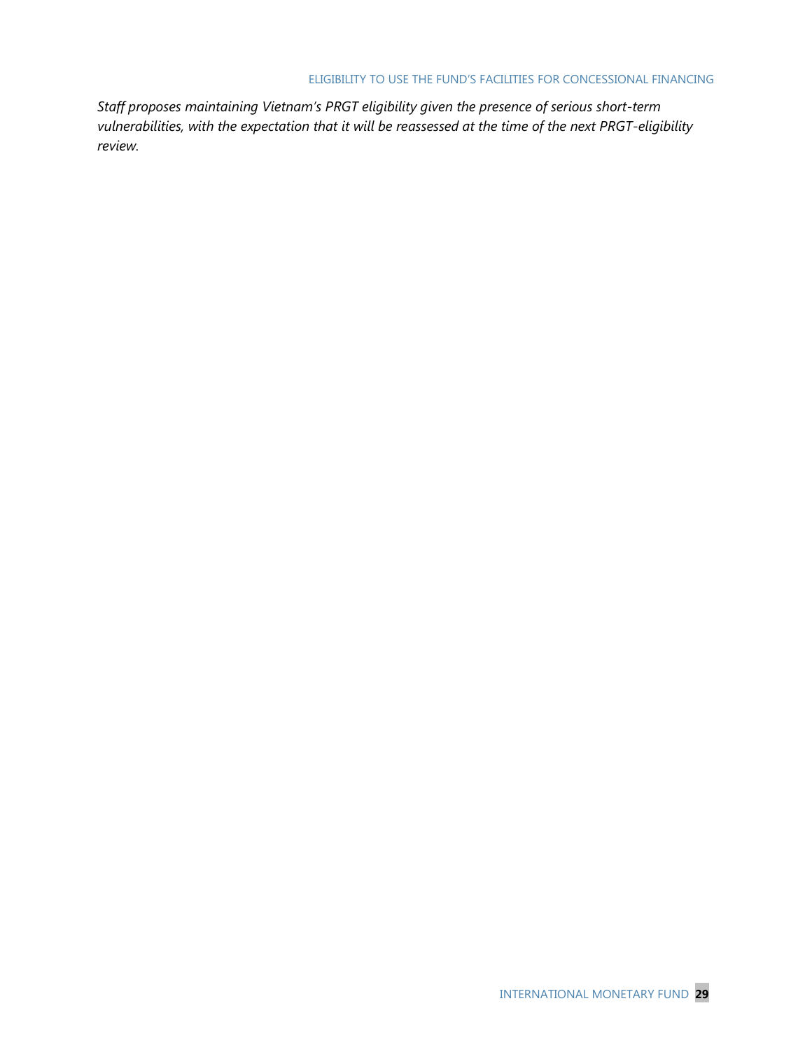*Staff proposes maintaining Vietnam's PRGT eligibility given the presence of serious short-term vulnerabilities, with the expectation that it will be reassessed at the time of the next PRGT-eligibility review.*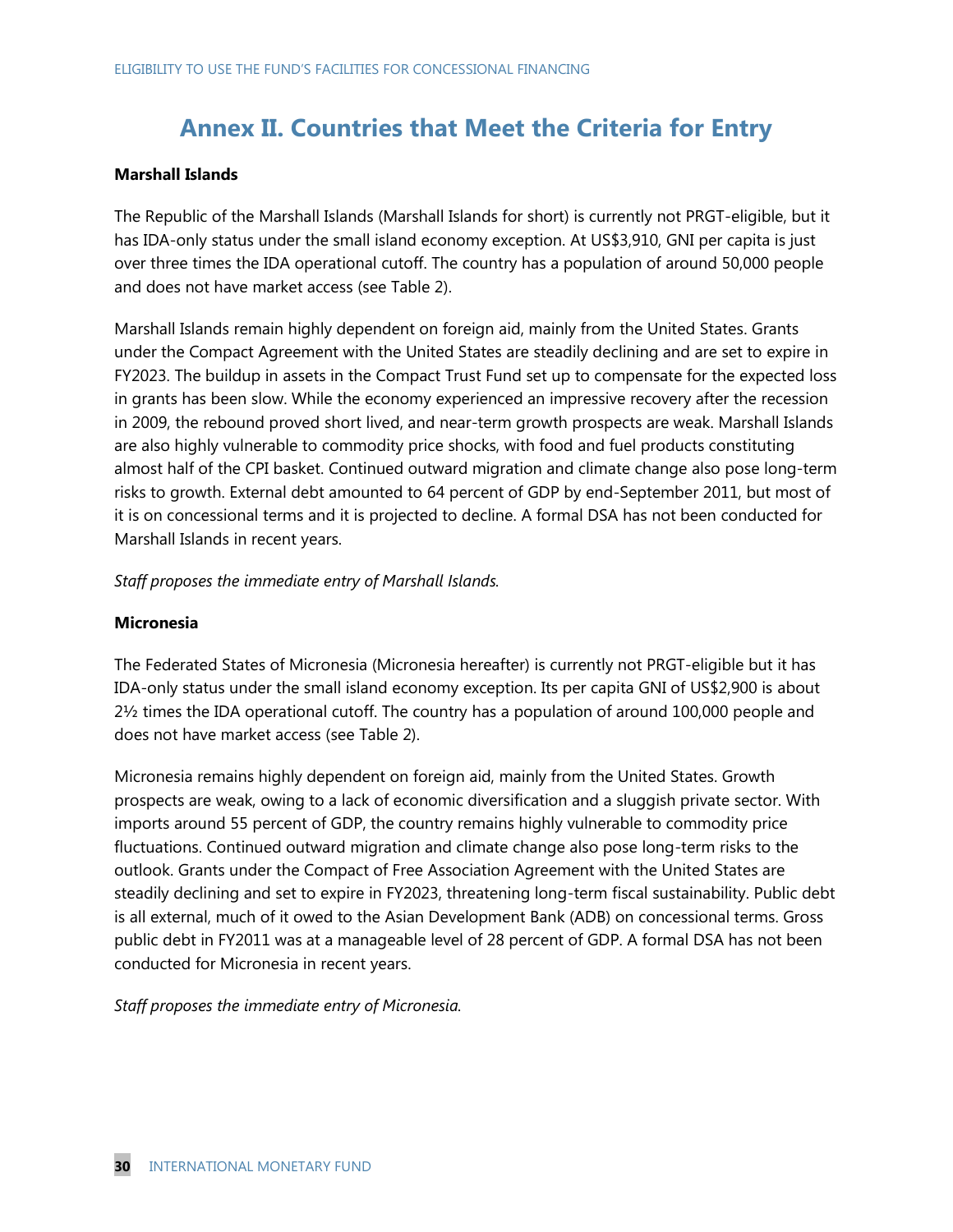# Annex II. Countries that Meet the Criteria for Entry

**Marshall Islands**

The Republic of the Marshall Islands (Marshall Islands for short) is currently not PRGT-eligible, but it has IDA-only status under the small island economy exception. At US$3,910, GNI per capita is just over three times the IDA operational cutoff. The country has a population of around 50,000 people and does not have market access (see Table 2).

Marshall Islands remain highly dependent on foreign aid, mainly from the United States. Grants under the Compact Agreement with the United States are steadily declining and are set to expire in FY2023. The buildup in assets in the Compact Trust Fund set up to compensate for the expected loss in grants has been slow. While the economy experienced an impressive recovery after the recession in 2009, the rebound proved short lived, and near-term growth prospects are weak. Marshall Islands are also highly vulnerable to commodity price shocks, with food and fuel products constituting almost half of the CPI basket. Continued outward migration and climate change also pose long-term risks to growth. External debt amounted to 64 percent of GDP by end-September 2011, but most of it is on concessional terms and it is projected to decline. A formal DSA has not been conducted for Marshall Islands in recent years.

*Staff proposes the immediate entry of Marshall Islands.*

**Micronesia**

The Federated States of Micronesia (Micronesia hereafter) is currently not PRGT-eligible but it has IDA-only status under the small island economy exception. Its per capita GNI of US$2,900 is about 2½ times the IDA operational cutoff. The country has a population of around 100,000 people and does not have market access (see Table 2).

Micronesia remains highly dependent on foreign aid, mainly from the United States. Growth prospects are weak, owing to a lack of economic diversification and a sluggish private sector. With imports around 55 percent of GDP, the country remains highly vulnerable to commodity price fluctuations. Continued outward migration and climate change also pose long-term risks to the outlook. Grants under the Compact of Free Association Agreement with the United States are steadily declining and set to expire in FY2023, threatening long-term fiscal sustainability. Public debt is all external, much of it owed to the Asian Development Bank (ADB) on concessional terms. Gross public debt in FY2011 was at a manageable level of 28 percent of GDP. A formal DSA has not been conducted for Micronesia in recent years.

*Staff proposes the immediate entry of Micronesia.*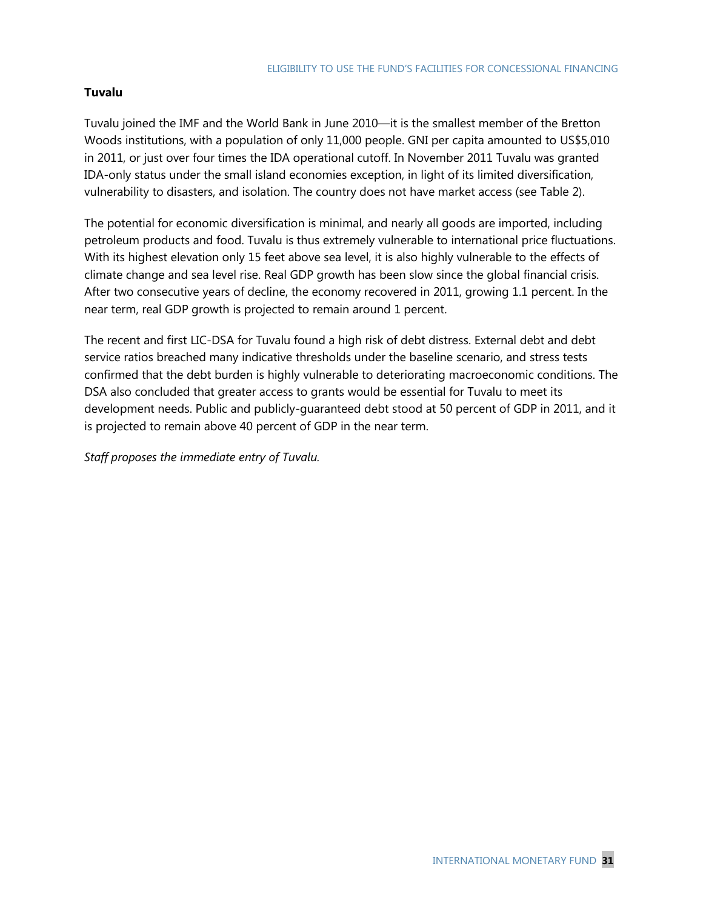### Tuvalu

Tuvalu joined the IMF and the World Bank in June 2010—it is the smallest member of the Bretton Woods institutions, with a population of only 11,000 people. GNI per capita amounted to US$5,010 in 2011, or just over four times the IDA operational cutoff. In November 2011 Tuvalu was granted IDA-only status under the small island economies exception, in light of its limited diversification, vulnerability to disasters, and isolation. The country does not have market access (see Table 2).

The potential for economic diversification is minimal, and nearly all goods are imported, including petroleum products and food. Tuvalu is thus extremely vulnerable to international price fluctuations. With its highest elevation only 15 feet above sea level, it is also highly vulnerable to the effects of climate change and sea level rise. Real GDP growth has been slow since the global financial crisis. After two consecutive years of decline, the economy recovered in 2011, growing 1.1 percent. In the near term, real GDP growth is projected to remain around 1 percent.

The recent and first LIC-DSA for Tuvalu found a high risk of debt distress. External debt and debt service ratios breached many indicative thresholds under the baseline scenario, and stress tests confirmed that the debt burden is highly vulnerable to deteriorating macroeconomic conditions. The DSA also concluded that greater access to grants would be essential for Tuvalu to meet its development needs. Public and publicly-guaranteed debt stood at 50 percent of GDP in 2011, and it is projected to remain above 40 percent of GDP in the near term.

*Staff proposes the immediate entry of Tuvalu.*